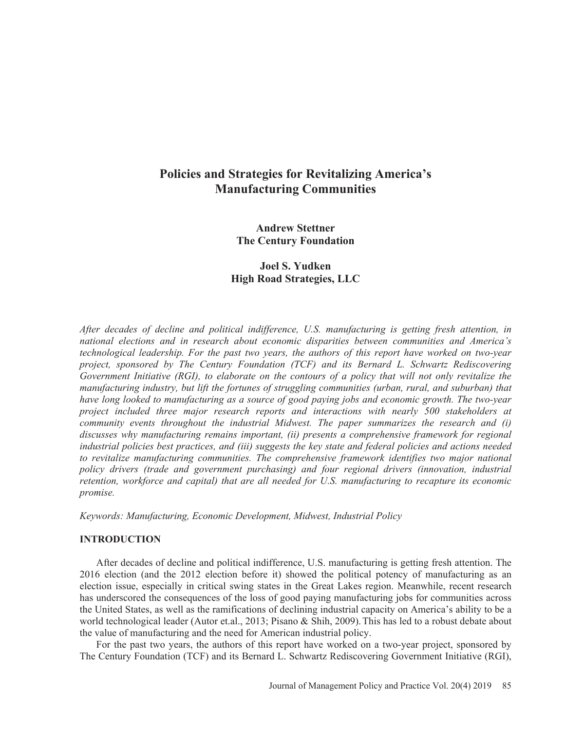# Policies and Strategies for Revitalizing America's Manufacturing Communities

**Andrew Stettner**
**The Century Foundation**

**Joel S. Yudken**
**High Road Strategies, LLC**

*After decades of decline and political indifference, U.S. manufacturing is getting fresh attention, in national elections and in research about economic disparities between communities and America's technological leadership. For the past two years, the authors of this report have worked on two-year project, sponsored by The Century Foundation (TCF) and its Bernard L. Schwartz Rediscovering Government Initiative (RGI), to elaborate on the contours of a policy that will not only revitalize the manufacturing industry, but lift the fortunes of struggling communities (urban, rural, and suburban) that have long looked to manufacturing as a source of good paying jobs and economic growth. The two-year project included three major research reports and interactions with nearly 500 stakeholders at community events throughout the industrial Midwest. The paper summarizes the research and (i) discusses why manufacturing remains important, (ii) presents a comprehensive framework for regional industrial policies best practices, and (iii) suggests the key state and federal policies and actions needed to revitalize manufacturing communities. The comprehensive framework identifies two major national policy drivers (trade and government purchasing) and four regional drivers (innovation, industrial retention, workforce and capital) that are all needed for U.S. manufacturing to recapture its economic promise.*

*Keywords: Manufacturing, Economic Development, Midwest, Industrial Policy*

## INTRODUCTION

After decades of decline and political indifference, U.S. manufacturing is getting fresh attention. The 2016 election (and the 2012 election before it) showed the political potency of manufacturing as an election issue, especially in critical swing states in the Great Lakes region. Meanwhile, recent research has underscored the consequences of the loss of good paying manufacturing jobs for communities across the United States, as well as the ramifications of declining industrial capacity on America's ability to be a world technological leader (Autor et.al., 2013; Pisano & Shih, 2009). This has led to a robust debate about the value of manufacturing and the need for American industrial policy.

For the past two years, the authors of this report have worked on a two-year project, sponsored by The Century Foundation (TCF) and its Bernard L. Schwartz Rediscovering Government Initiative (RGI),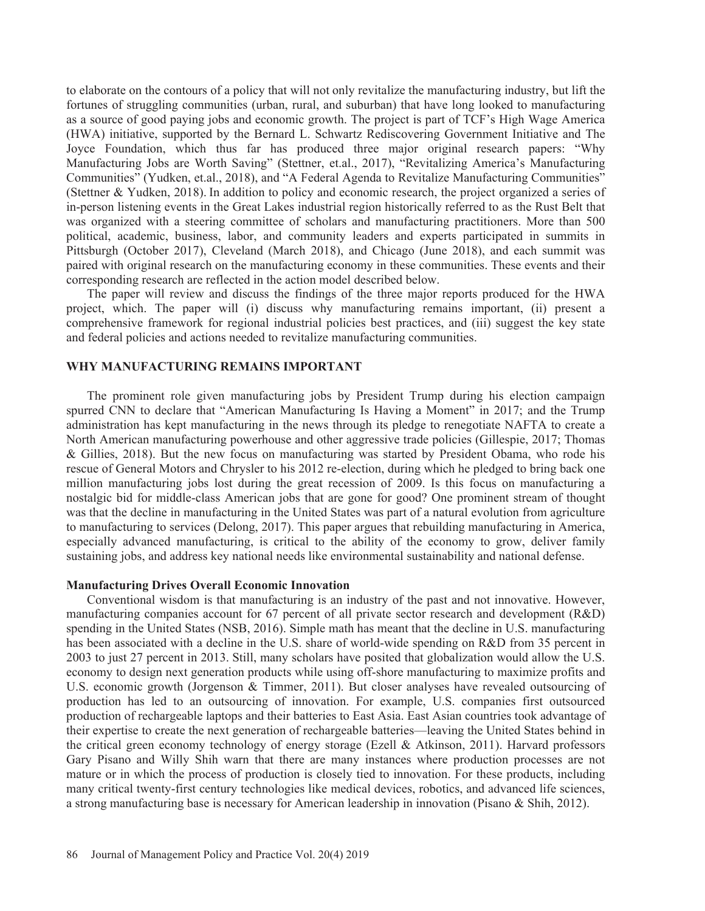to elaborate on the contours of a policy that will not only revitalize the manufacturing industry, but lift the fortunes of struggling communities (urban, rural, and suburban) that have long looked to manufacturing as a source of good paying jobs and economic growth. The project is part of TCF's High Wage America (HWA) initiative, supported by the Bernard L. Schwartz Rediscovering Government Initiative and The Joyce Foundation, which thus far has produced three major original research papers: "Why Manufacturing Jobs are Worth Saving" (Stettner, et.al., 2017), "Revitalizing America's Manufacturing Communities" (Yudken, et.al., 2018), and "A Federal Agenda to Revitalize Manufacturing Communities" (Stettner & Yudken, 2018). In addition to policy and economic research, the project organized a series of in-person listening events in the Great Lakes industrial region historically referred to as the Rust Belt that was organized with a steering committee of scholars and manufacturing practitioners. More than 500 political, academic, business, labor, and community leaders and experts participated in summits in Pittsburgh (October 2017), Cleveland (March 2018), and Chicago (June 2018), and each summit was paired with original research on the manufacturing economy in these communities. These events and their corresponding research are reflected in the action model described below.

The paper will review and discuss the findings of the three major reports produced for the HWA project, which. The paper will (i) discuss why manufacturing remains important, (ii) present a comprehensive framework for regional industrial policies best practices, and (iii) suggest the key state and federal policies and actions needed to revitalize manufacturing communities.

## WHY MANUFACTURING REMAINS IMPORTANT

The prominent role given manufacturing jobs by President Trump during his election campaign spurred CNN to declare that "American Manufacturing Is Having a Moment" in 2017; and the Trump administration has kept manufacturing in the news through its pledge to renegotiate NAFTA to create a North American manufacturing powerhouse and other aggressive trade policies (Gillespie, 2017; Thomas & Gillies, 2018). But the new focus on manufacturing was started by President Obama, who rode his rescue of General Motors and Chrysler to his 2012 re-election, during which he pledged to bring back one million manufacturing jobs lost during the great recession of 2009. Is this focus on manufacturing a nostalgic bid for middle-class American jobs that are gone for good? One prominent stream of thought was that the decline in manufacturing in the United States was part of a natural evolution from agriculture to manufacturing to services (Delong, 2017). This paper argues that rebuilding manufacturing in America, especially advanced manufacturing, is critical to the ability of the economy to grow, deliver family sustaining jobs, and address key national needs like environmental sustainability and national defense.

### Manufacturing Drives Overall Economic Innovation

Conventional wisdom is that manufacturing is an industry of the past and not innovative. However, manufacturing companies account for 67 percent of all private sector research and development (R&D) spending in the United States (NSB, 2016). Simple math has meant that the decline in U.S. manufacturing has been associated with a decline in the U.S. share of world-wide spending on R&D from 35 percent in 2003 to just 27 percent in 2013. Still, many scholars have posited that globalization would allow the U.S. economy to design next generation products while using off-shore manufacturing to maximize profits and U.S. economic growth (Jorgenson & Timmer, 2011). But closer analyses have revealed outsourcing of production has led to an outsourcing of innovation. For example, U.S. companies first outsourced production of rechargeable laptops and their batteries to East Asia. East Asian countries took advantage of their expertise to create the next generation of rechargeable batteries—leaving the United States behind in the critical green economy technology of energy storage (Ezell & Atkinson, 2011). Harvard professors Gary Pisano and Willy Shih warn that there are many instances where production processes are not mature or in which the process of production is closely tied to innovation. For these products, including many critical twenty-first century technologies like medical devices, robotics, and advanced life sciences, a strong manufacturing base is necessary for American leadership in innovation (Pisano & Shih, 2012).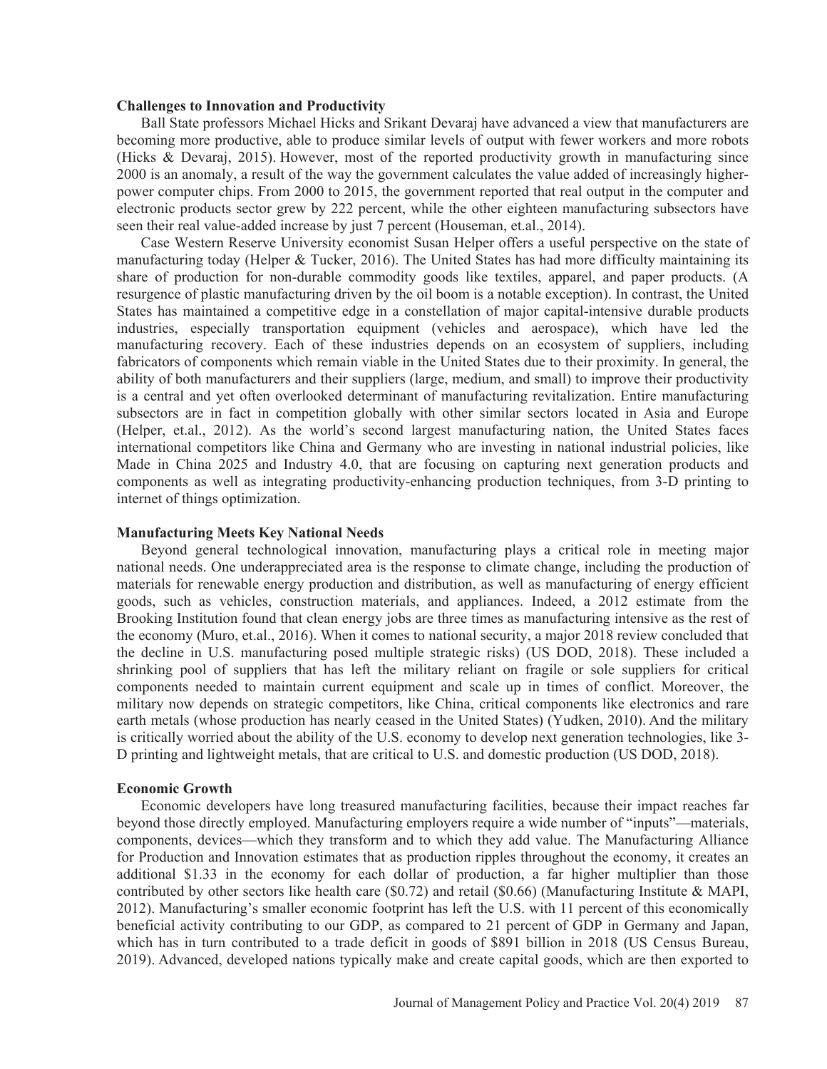**Challenges to Innovation and Productivity**

Ball State professors Michael Hicks and Srikant Devaraj have advanced a view that manufacturers are becoming more productive, able to produce similar levels of output with fewer workers and more robots (Hicks & Devaraj, 2015). However, most of the reported productivity growth in manufacturing since 2000 is an anomaly, a result of the way the government calculates the value added of increasingly higher-power computer chips. From 2000 to 2015, the government reported that real output in the computer and electronic products sector grew by 222 percent, while the other eighteen manufacturing subsectors have seen their real value-added increase by just 7 percent (Houseman, et.al., 2014).

Case Western Reserve University economist Susan Helper offers a useful perspective on the state of manufacturing today (Helper & Tucker, 2016). The United States has had more difficulty maintaining its share of production for non-durable commodity goods like textiles, apparel, and paper products. (A resurgence of plastic manufacturing driven by the oil boom is a notable exception). In contrast, the United States has maintained a competitive edge in a constellation of major capital-intensive durable products industries, especially transportation equipment (vehicles and aerospace), which have led the manufacturing recovery. Each of these industries depends on an ecosystem of suppliers, including fabricators of components which remain viable in the United States due to their proximity. In general, the ability of both manufacturers and their suppliers (large, medium, and small) to improve their productivity is a central and yet often overlooked determinant of manufacturing revitalization. Entire manufacturing subsectors are in fact in competition globally with other similar sectors located in Asia and Europe (Helper, et.al., 2012). As the world's second largest manufacturing nation, the United States faces international competitors like China and Germany who are investing in national industrial policies, like Made in China 2025 and Industry 4.0, that are focusing on capturing next generation products and components as well as integrating productivity-enhancing production techniques, from 3-D printing to internet of things optimization.

**Manufacturing Meets Key National Needs**

Beyond general technological innovation, manufacturing plays a critical role in meeting major national needs. One underappreciated area is the response to climate change, including the production of materials for renewable energy production and distribution, as well as manufacturing of energy efficient goods, such as vehicles, construction materials, and appliances. Indeed, a 2012 estimate from the Brooking Institution found that clean energy jobs are three times as manufacturing intensive as the rest of the economy (Muro, et.al., 2016). When it comes to national security, a major 2018 review concluded that the decline in U.S. manufacturing posed multiple strategic risks) (US DOD, 2018). These included a shrinking pool of suppliers that has left the military reliant on fragile or sole suppliers for critical components needed to maintain current equipment and scale up in times of conflict. Moreover, the military now depends on strategic competitors, like China, critical components like electronics and rare earth metals (whose production has nearly ceased in the United States) (Yudken, 2010). And the military is critically worried about the ability of the U.S. economy to develop next generation technologies, like 3-D printing and lightweight metals, that are critical to U.S. and domestic production (US DOD, 2018).

**Economic Growth**

Economic developers have long treasured manufacturing facilities, because their impact reaches far beyond those directly employed. Manufacturing employers require a wide number of "inputs"—materials, components, devices—which they transform and to which they add value. The Manufacturing Alliance for Production and Innovation estimates that as production ripples throughout the economy, it creates an additional $1.33 in the economy for each dollar of production, a far higher multiplier than those contributed by other sectors like health care ($0.72) and retail ($0.66) (Manufacturing Institute & MAPI, 2012). Manufacturing's smaller economic footprint has left the U.S. with 11 percent of this economically beneficial activity contributing to our GDP, as compared to 21 percent of GDP in Germany and Japan, which has in turn contributed to a trade deficit in goods of $891 billion in 2018 (US Census Bureau, 2019). Advanced, developed nations typically make and create capital goods, which are then exported to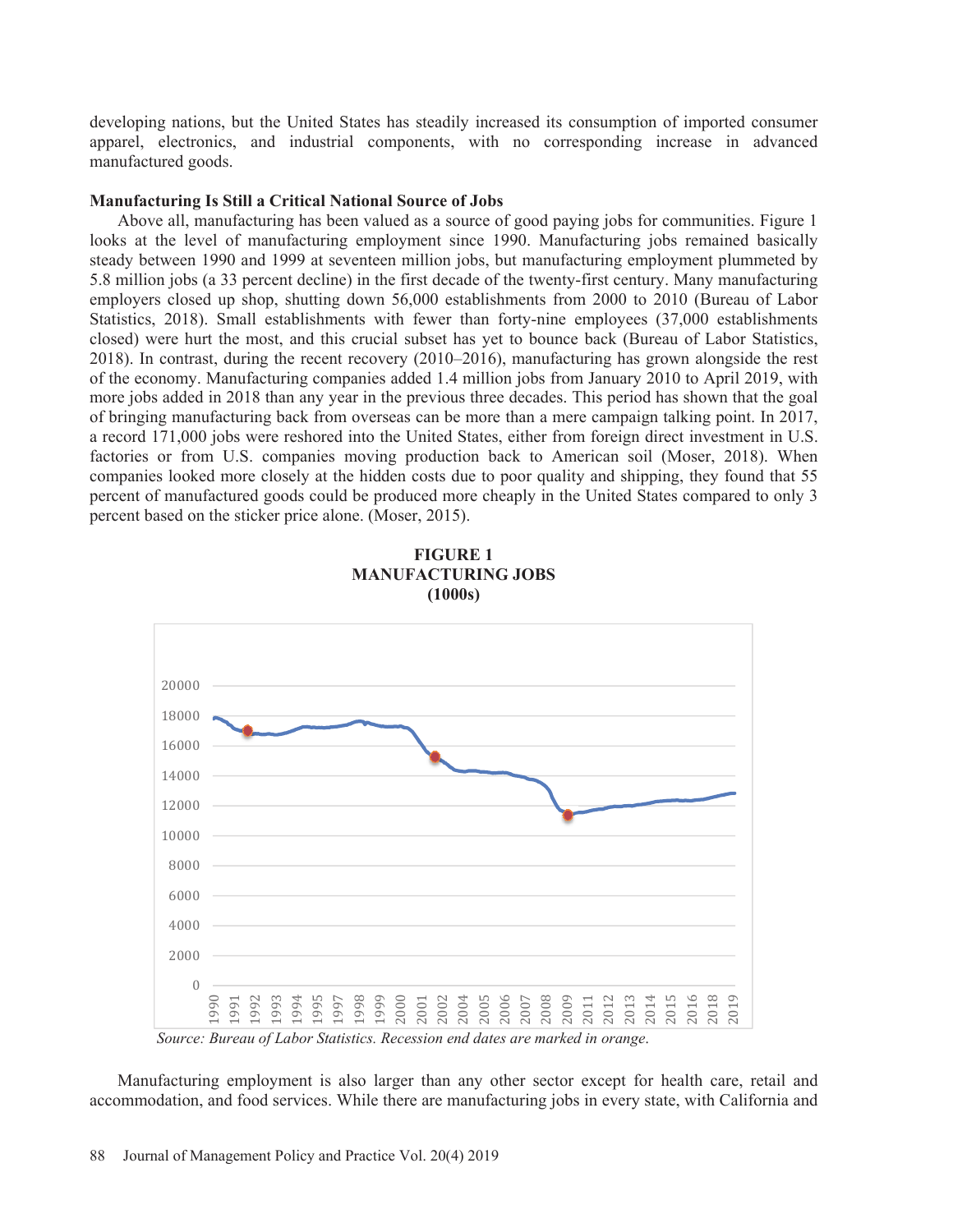developing nations, but the United States has steadily increased its consumption of imported consumer apparel, electronics, and industrial components, with no corresponding increase in advanced manufactured goods.

**Manufacturing Is Still a Critical National Source of Jobs**

Above all, manufacturing has been valued as a source of good paying jobs for communities. Figure 1 looks at the level of manufacturing employment since 1990. Manufacturing jobs remained basically steady between 1990 and 1999 at seventeen million jobs, but manufacturing employment plummeted by 5.8 million jobs (a 33 percent decline) in the first decade of the twenty-first century. Many manufacturing employers closed up shop, shutting down 56,000 establishments from 2000 to 2010 (Bureau of Labor Statistics, 2018). Small establishments with fewer than forty-nine employees (37,000 establishments closed) were hurt the most, and this crucial subset has yet to bounce back (Bureau of Labor Statistics, 2018). In contrast, during the recent recovery (2010–2016), manufacturing has grown alongside the rest of the economy. Manufacturing companies added 1.4 million jobs from January 2010 to April 2019, with more jobs added in 2018 than any year in the previous three decades. This period has shown that the goal of bringing manufacturing back from overseas can be more than a mere campaign talking point. In 2017, a record 171,000 jobs were reshored into the United States, either from foreign direct investment in U.S. factories or from U.S. companies moving production back to American soil (Moser, 2018). When companies looked more closely at the hidden costs due to poor quality and shipping, they found that 55 percent of manufactured goods could be produced more cheaply in the United States compared to only 3 percent based on the sticker price alone. (Moser, 2015).

**FIGURE 1**
**MANUFACTURING JOBS**
**(1000s)**

*Source: Bureau of Labor Statistics. Recession end dates are marked in orange.*

Manufacturing employment is also larger than any other sector except for health care, retail and accommodation, and food services. While there are manufacturing jobs in every state, with California and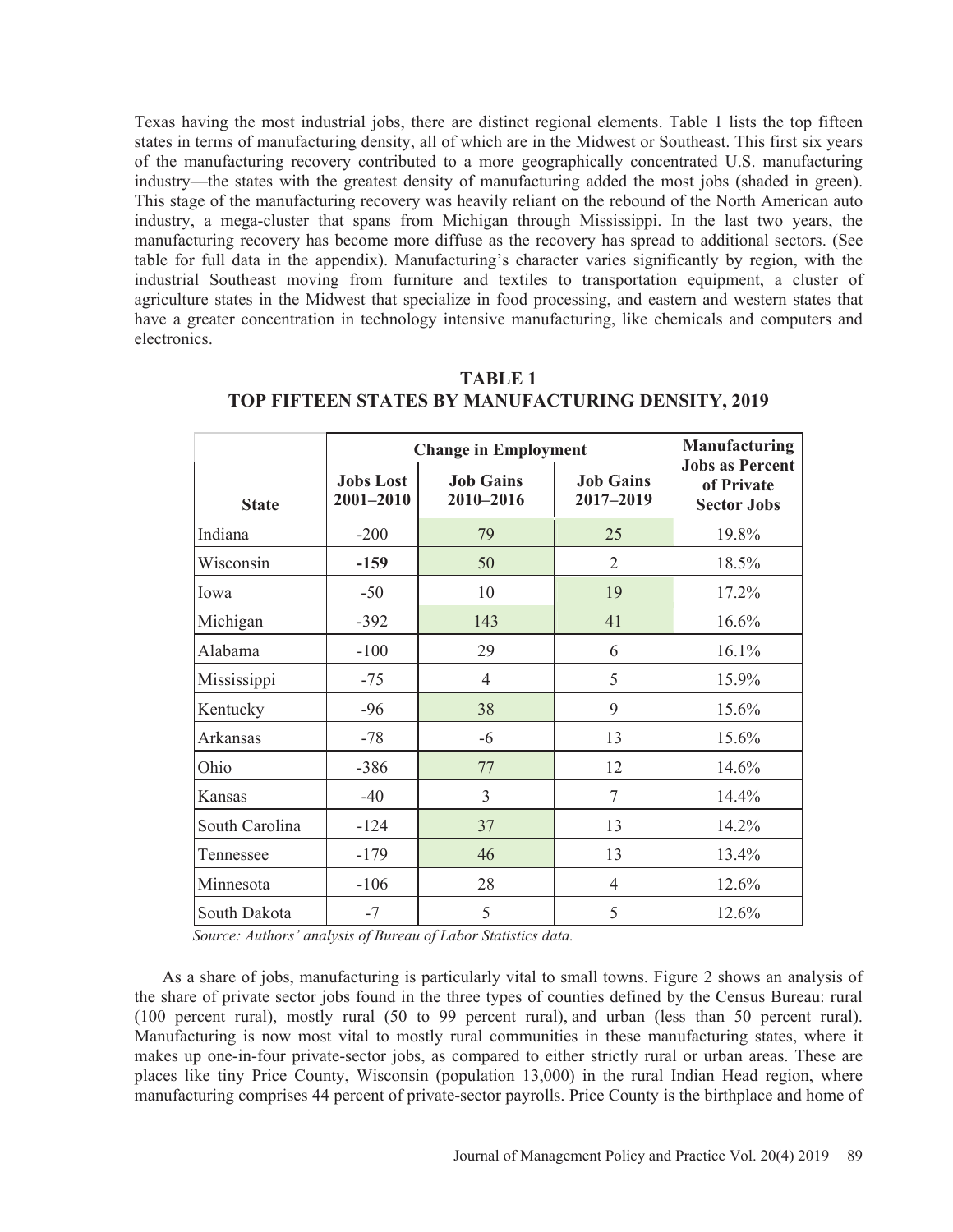Texas having the most industrial jobs, there are distinct regional elements. Table 1 lists the top fifteen states in terms of manufacturing density, all of which are in the Midwest or Southeast. This first six years of the manufacturing recovery contributed to a more geographically concentrated U.S. manufacturing industry—the states with the greatest density of manufacturing added the most jobs (shaded in green). This stage of the manufacturing recovery was heavily reliant on the rebound of the North American auto industry, a mega-cluster that spans from Michigan through Mississippi. In the last two years, the manufacturing recovery has become more diffuse as the recovery has spread to additional sectors. (See table for full data in the appendix). Manufacturing's character varies significantly by region, with the industrial Southeast moving from furniture and textiles to transportation equipment, a cluster of agriculture states in the Midwest that specialize in food processing, and eastern and western states that have a greater concentration in technology intensive manufacturing, like chemicals and computers and electronics.

**TABLE 1**
**TOP FIFTEEN STATES BY MANUFACTURING DENSITY, 2019**

| | Change in Employment | | | Manufacturing Jobs as Percent of Private Sector Jobs |
|---|---|---|---|---|
| **State** | **Jobs Lost 2001–2010** | **Job Gains 2010–2016** | **Job Gains 2017–2019** | |
| Indiana | -200 | 79 | 25 | 19.8% |
| Wisconsin | **-159** | 50 | 2 | 18.5% |
| Iowa | -50 | 10 | 19 | 17.2% |
| Michigan | -392 | 143 | 41 | 16.6% |
| Alabama | -100 | 29 | 6 | 16.1% |
| Mississippi | -75 | 4 | 5 | 15.9% |
| Kentucky | -96 | 38 | 9 | 15.6% |
| Arkansas | -78 | -6 | 13 | 15.6% |
| Ohio | -386 | 77 | 12 | 14.6% |
| Kansas | -40 | 3 | 7 | 14.4% |
| South Carolina | -124 | 37 | 13 | 14.2% |
| Tennessee | -179 | 46 | 13 | 13.4% |
| Minnesota | -106 | 28 | 4 | 12.6% |
| South Dakota | -7 | 5 | 5 | 12.6% |

*Source: Authors' analysis of Bureau of Labor Statistics data.*

As a share of jobs, manufacturing is particularly vital to small towns. Figure 2 shows an analysis of the share of private sector jobs found in the three types of counties defined by the Census Bureau: rural (100 percent rural), mostly rural (50 to 99 percent rural), and urban (less than 50 percent rural). Manufacturing is now most vital to mostly rural communities in these manufacturing states, where it makes up one-in-four private-sector jobs, as compared to either strictly rural or urban areas. These are places like tiny Price County, Wisconsin (population 13,000) in the rural Indian Head region, where manufacturing comprises 44 percent of private-sector payrolls. Price County is the birthplace and home of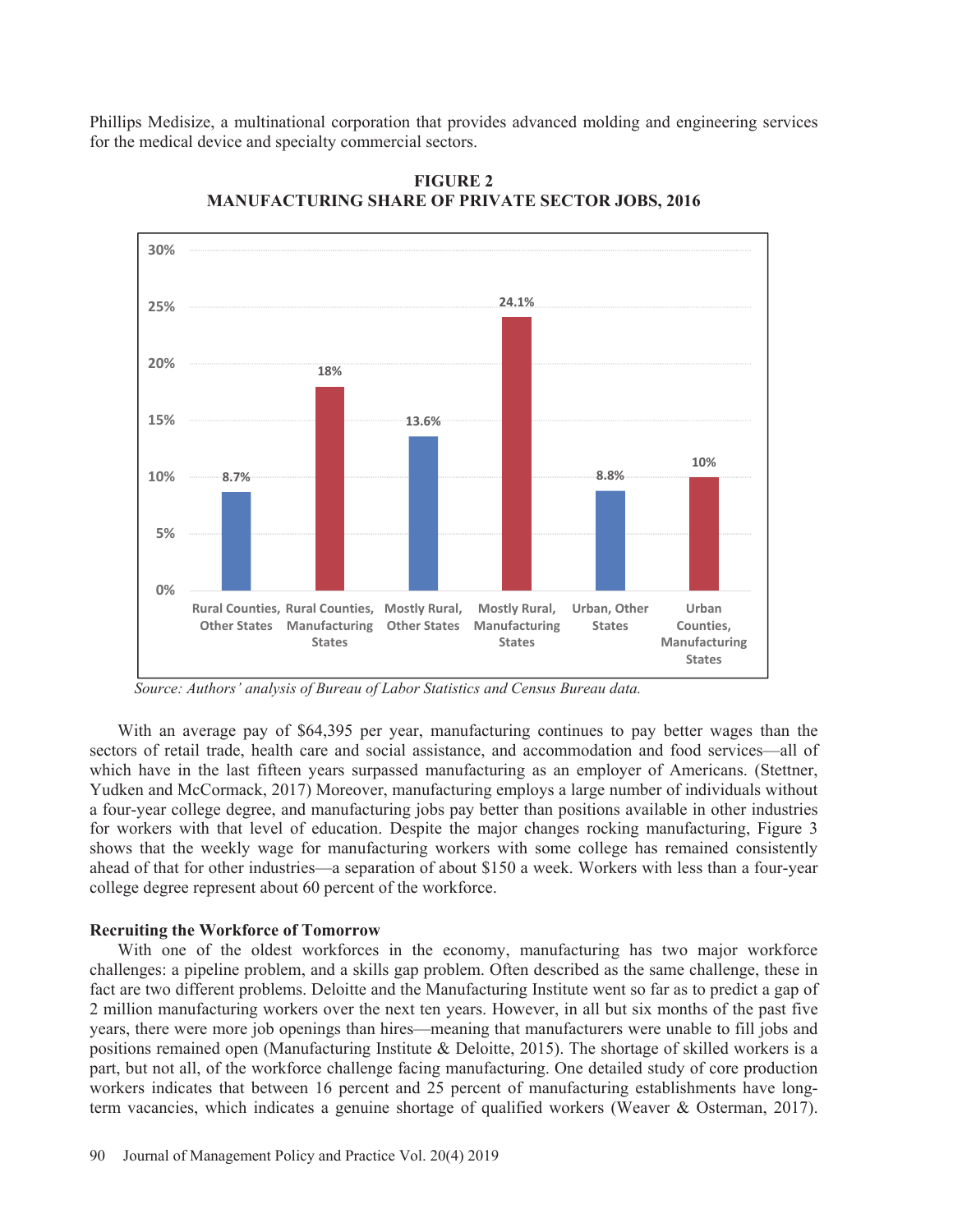Phillips Medisize, a multinational corporation that provides advanced molding and engineering services for the medical device and specialty commercial sectors.

**FIGURE 2**
**MANUFACTURING SHARE OF PRIVATE SECTOR JOBS, 2016**

| Category | Share |
|---|---|
| Rural Counties, Other States | 8.7% |
| Rural Counties, Manufacturing States | 18% |
| Mostly Rural, Other States | 13.6% |
| Mostly Rural, Manufacturing States | 24.1% |
| Urban, Other States | 8.8% |
| Urban Counties, Manufacturing States | 10% |

*Source: Authors' analysis of Bureau of Labor Statistics and Census Bureau data.*

With an average pay of $64,395 per year, manufacturing continues to pay better wages than the sectors of retail trade, health care and social assistance, and accommodation and food services—all of which have in the last fifteen years surpassed manufacturing as an employer of Americans. (Stettner, Yudken and McCormack, 2017) Moreover, manufacturing employs a large number of individuals without a four-year college degree, and manufacturing jobs pay better than positions available in other industries for workers with that level of education. Despite the major changes rocking manufacturing, Figure 3 shows that the weekly wage for manufacturing workers with some college has remained consistently ahead of that for other industries—a separation of about $150 a week. Workers with less than a four-year college degree represent about 60 percent of the workforce.

### Recruiting the Workforce of Tomorrow

With one of the oldest workforces in the economy, manufacturing has two major workforce challenges: a pipeline problem, and a skills gap problem. Often described as the same challenge, these in fact are two different problems. Deloitte and the Manufacturing Institute went so far as to predict a gap of 2 million manufacturing workers over the next ten years. However, in all but six months of the past five years, there were more job openings than hires—meaning that manufacturers were unable to fill jobs and positions remained open (Manufacturing Institute & Deloitte, 2015). The shortage of skilled workers is a part, but not all, of the workforce challenge facing manufacturing. One detailed study of core production workers indicates that between 16 percent and 25 percent of manufacturing establishments have long-term vacancies, which indicates a genuine shortage of qualified workers (Weaver & Osterman, 2017).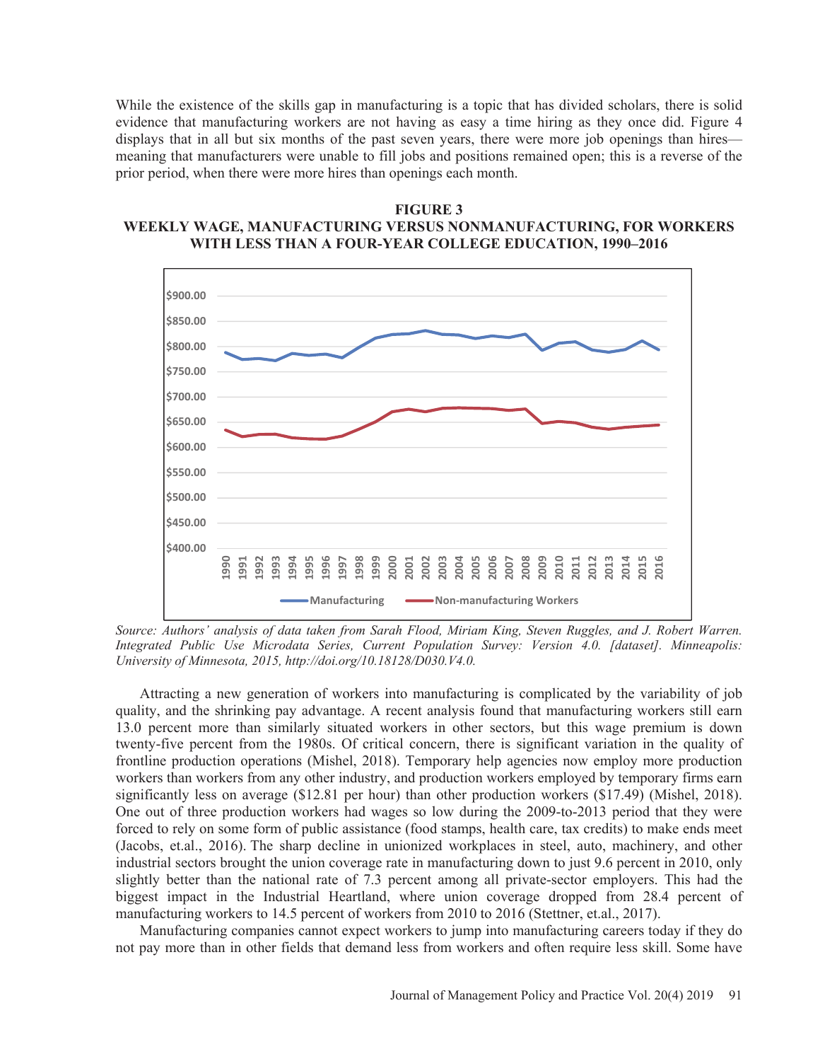While the existence of the skills gap in manufacturing is a topic that has divided scholars, there is solid evidence that manufacturing workers are not having as easy a time hiring as they once did. Figure 4 displays that in all but six months of the past seven years, there were more job openings than hires—meaning that manufacturers were unable to fill jobs and positions remained open; this is a reverse of the prior period, when there were more hires than openings each month.

**FIGURE 3**
**WEEKLY WAGE, MANUFACTURING VERSUS NONMANUFACTURING, FOR WORKERS WITH LESS THAN A FOUR-YEAR COLLEGE EDUCATION, 1990–2016**

*Source: Authors' analysis of data taken from Sarah Flood, Miriam King, Steven Ruggles, and J. Robert Warren. Integrated Public Use Microdata Series, Current Population Survey: Version 4.0. [dataset]. Minneapolis: University of Minnesota, 2015, http://doi.org/10.18128/D030.V4.0.*

Attracting a new generation of workers into manufacturing is complicated by the variability of job quality, and the shrinking pay advantage. A recent analysis found that manufacturing workers still earn 13.0 percent more than similarly situated workers in other sectors, but this wage premium is down twenty-five percent from the 1980s. Of critical concern, there is significant variation in the quality of frontline production operations (Mishel, 2018). Temporary help agencies now employ more production workers than workers from any other industry, and production workers employed by temporary firms earn significantly less on average ($12.81 per hour) than other production workers ($17.49) (Mishel, 2018). One out of three production workers had wages so low during the 2009-to-2013 period that they were forced to rely on some form of public assistance (food stamps, health care, tax credits) to make ends meet (Jacobs, et.al., 2016). The sharp decline in unionized workplaces in steel, auto, machinery, and other industrial sectors brought the union coverage rate in manufacturing down to just 9.6 percent in 2010, only slightly better than the national rate of 7.3 percent among all private-sector employers. This had the biggest impact in the Industrial Heartland, where union coverage dropped from 28.4 percent of manufacturing workers to 14.5 percent of workers from 2010 to 2016 (Stettner, et.al., 2017).

Manufacturing companies cannot expect workers to jump into manufacturing careers today if they do not pay more than in other fields that demand less from workers and often require less skill. Some have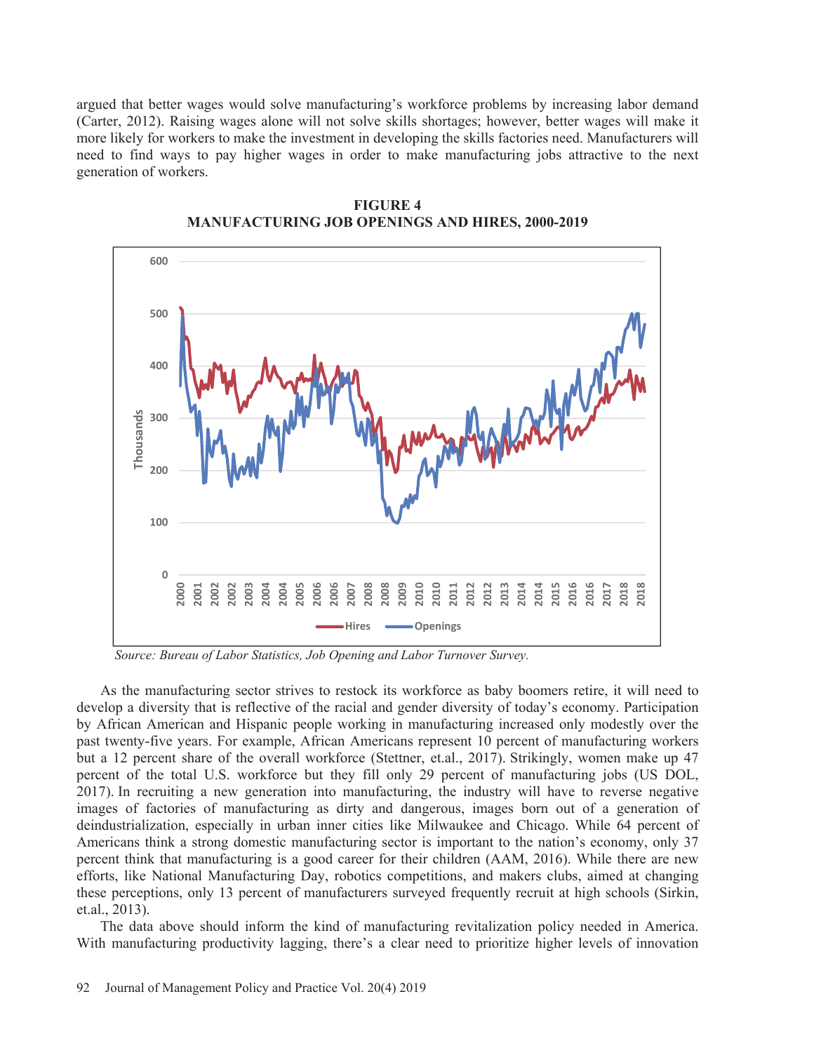argued that better wages would solve manufacturing's workforce problems by increasing labor demand (Carter, 2012). Raising wages alone will not solve skills shortages; however, better wages will make it more likely for workers to make the investment in developing the skills factories need. Manufacturers will need to find ways to pay higher wages in order to make manufacturing jobs attractive to the next generation of workers.

**FIGURE 4**
**MANUFACTURING JOB OPENINGS AND HIRES, 2000-2019**

*Source: Bureau of Labor Statistics, Job Opening and Labor Turnover Survey.*

As the manufacturing sector strives to restock its workforce as baby boomers retire, it will need to develop a diversity that is reflective of the racial and gender diversity of today's economy. Participation by African American and Hispanic people working in manufacturing increased only modestly over the past twenty-five years. For example, African Americans represent 10 percent of manufacturing workers but a 12 percent share of the overall workforce (Stettner, et.al., 2017). Strikingly, women make up 47 percent of the total U.S. workforce but they fill only 29 percent of manufacturing jobs (US DOL, 2017). In recruiting a new generation into manufacturing, the industry will have to reverse negative images of factories of manufacturing as dirty and dangerous, images born out of a generation of deindustrialization, especially in urban inner cities like Milwaukee and Chicago. While 64 percent of Americans think a strong domestic manufacturing sector is important to the nation's economy, only 37 percent think that manufacturing is a good career for their children (AAM, 2016). While there are new efforts, like National Manufacturing Day, robotics competitions, and makers clubs, aimed at changing these perceptions, only 13 percent of manufacturers surveyed frequently recruit at high schools (Sirkin, et.al., 2013).

The data above should inform the kind of manufacturing revitalization policy needed in America. With manufacturing productivity lagging, there's a clear need to prioritize higher levels of innovation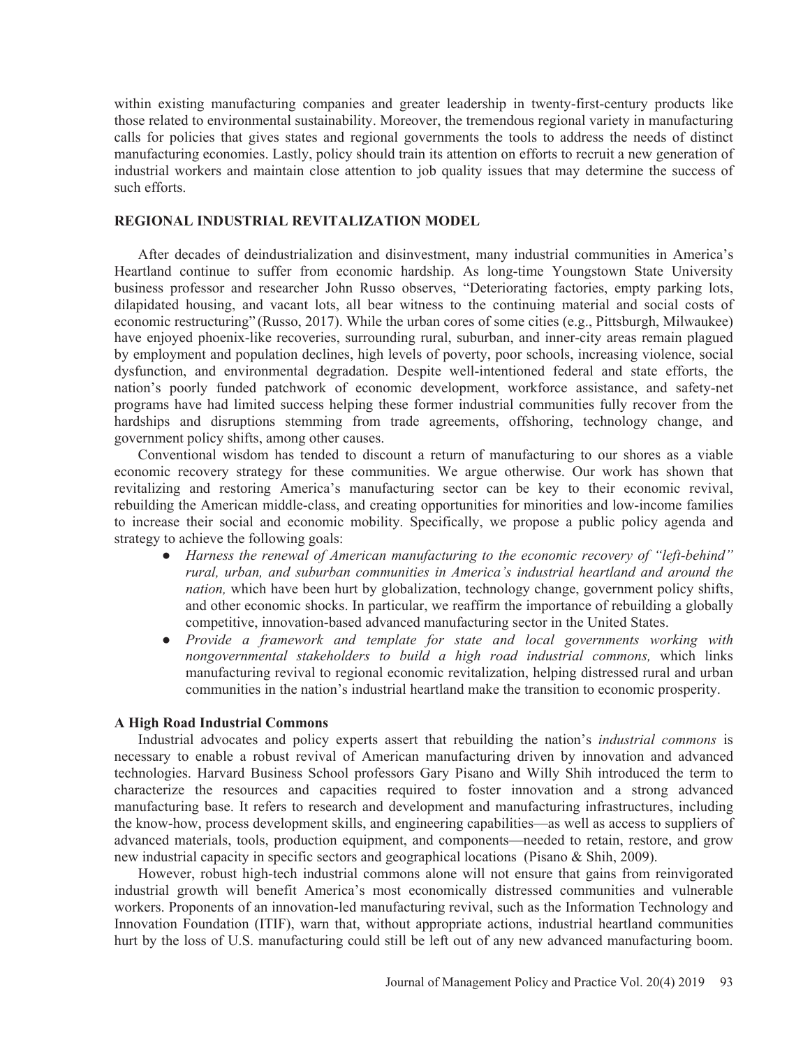within existing manufacturing companies and greater leadership in twenty-first-century products like those related to environmental sustainability. Moreover, the tremendous regional variety in manufacturing calls for policies that gives states and regional governments the tools to address the needs of distinct manufacturing economies. Lastly, policy should train its attention on efforts to recruit a new generation of industrial workers and maintain close attention to job quality issues that may determine the success of such efforts.

## REGIONAL INDUSTRIAL REVITALIZATION MODEL

After decades of deindustrialization and disinvestment, many industrial communities in America's Heartland continue to suffer from economic hardship. As long-time Youngstown State University business professor and researcher John Russo observes, "Deteriorating factories, empty parking lots, dilapidated housing, and vacant lots, all bear witness to the continuing material and social costs of economic restructuring" (Russo, 2017). While the urban cores of some cities (e.g., Pittsburgh, Milwaukee) have enjoyed phoenix-like recoveries, surrounding rural, suburban, and inner-city areas remain plagued by employment and population declines, high levels of poverty, poor schools, increasing violence, social dysfunction, and environmental degradation. Despite well-intentioned federal and state efforts, the nation's poorly funded patchwork of economic development, workforce assistance, and safety-net programs have had limited success helping these former industrial communities fully recover from the hardships and disruptions stemming from trade agreements, offshoring, technology change, and government policy shifts, among other causes.

Conventional wisdom has tended to discount a return of manufacturing to our shores as a viable economic recovery strategy for these communities. We argue otherwise. Our work has shown that revitalizing and restoring America's manufacturing sector can be key to their economic revival, rebuilding the American middle-class, and creating opportunities for minorities and low-income families to increase their social and economic mobility. Specifically, we propose a public policy agenda and strategy to achieve the following goals:

- *Harness the renewal of American manufacturing to the economic recovery of "left-behind" rural, urban, and suburban communities in America's industrial heartland and around the nation,* which have been hurt by globalization, technology change, government policy shifts, and other economic shocks. In particular, we reaffirm the importance of rebuilding a globally competitive, innovation-based advanced manufacturing sector in the United States.
- *Provide a framework and template for state and local governments working with nongovernmental stakeholders to build a high road industrial commons,* which links manufacturing revival to regional economic revitalization, helping distressed rural and urban communities in the nation's industrial heartland make the transition to economic prosperity.

### A High Road Industrial Commons

Industrial advocates and policy experts assert that rebuilding the nation's *industrial commons* is necessary to enable a robust revival of American manufacturing driven by innovation and advanced technologies. Harvard Business School professors Gary Pisano and Willy Shih introduced the term to characterize the resources and capacities required to foster innovation and a strong advanced manufacturing base. It refers to research and development and manufacturing infrastructures, including the know-how, process development skills, and engineering capabilities—as well as access to suppliers of advanced materials, tools, production equipment, and components—needed to retain, restore, and grow new industrial capacity in specific sectors and geographical locations (Pisano & Shih, 2009).

However, robust high-tech industrial commons alone will not ensure that gains from reinvigorated industrial growth will benefit America's most economically distressed communities and vulnerable workers. Proponents of an innovation-led manufacturing revival, such as the Information Technology and Innovation Foundation (ITIF), warn that, without appropriate actions, industrial heartland communities hurt by the loss of U.S. manufacturing could still be left out of any new advanced manufacturing boom.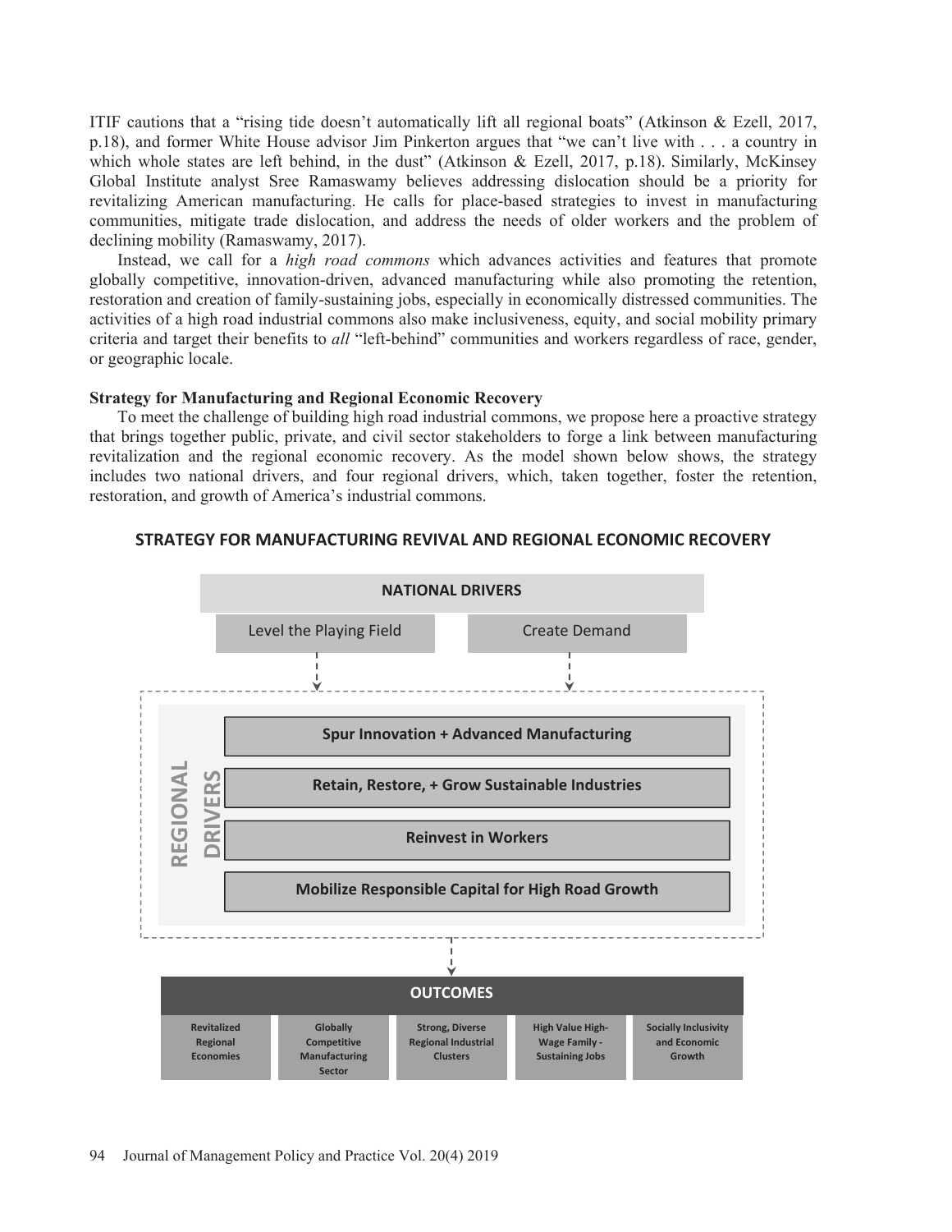ITIF cautions that a "rising tide doesn't automatically lift all regional boats" (Atkinson & Ezell, 2017, p.18), and former White House advisor Jim Pinkerton argues that "we can't live with . . . a country in which whole states are left behind, in the dust" (Atkinson & Ezell, 2017, p.18). Similarly, McKinsey Global Institute analyst Sree Ramaswamy believes addressing dislocation should be a priority for revitalizing American manufacturing. He calls for place-based strategies to invest in manufacturing communities, mitigate trade dislocation, and address the needs of older workers and the problem of declining mobility (Ramaswamy, 2017).

Instead, we call for a *high road commons* which advances activities and features that promote globally competitive, innovation-driven, advanced manufacturing while also promoting the retention, restoration and creation of family-sustaining jobs, especially in economically distressed communities. The activities of a high road industrial commons also make inclusiveness, equity, and social mobility primary criteria and target their benefits to *all* "left-behind" communities and workers regardless of race, gender, or geographic locale.

**Strategy for Manufacturing and Regional Economic Recovery**

To meet the challenge of building high road industrial commons, we propose here a proactive strategy that brings together public, private, and civil sector stakeholders to forge a link between manufacturing revitalization and the regional economic recovery. As the model shown below shows, the strategy includes two national drivers, and four regional drivers, which, taken together, foster the retention, restoration, and growth of America's industrial commons.

**STRATEGY FOR MANUFACTURING REVIVAL AND REGIONAL ECONOMIC RECOVERY**

**NATIONAL DRIVERS**

- Level the Playing Field
- Create Demand

**REGIONAL DRIVERS**

- **Spur Innovation + Advanced Manufacturing**
- **Retain, Restore, + Grow Sustainable Industries**
- **Reinvest in Workers**
- **Mobilize Responsible Capital for High Road Growth**

**OUTCOMES**

- Revitalized Regional Economies
- Globally Competitive Manufacturing Sector
- Strong, Diverse Regional Industrial Clusters
- High Value High-Wage Family - Sustaining Jobs
- Socially Inclusivity and Economic Growth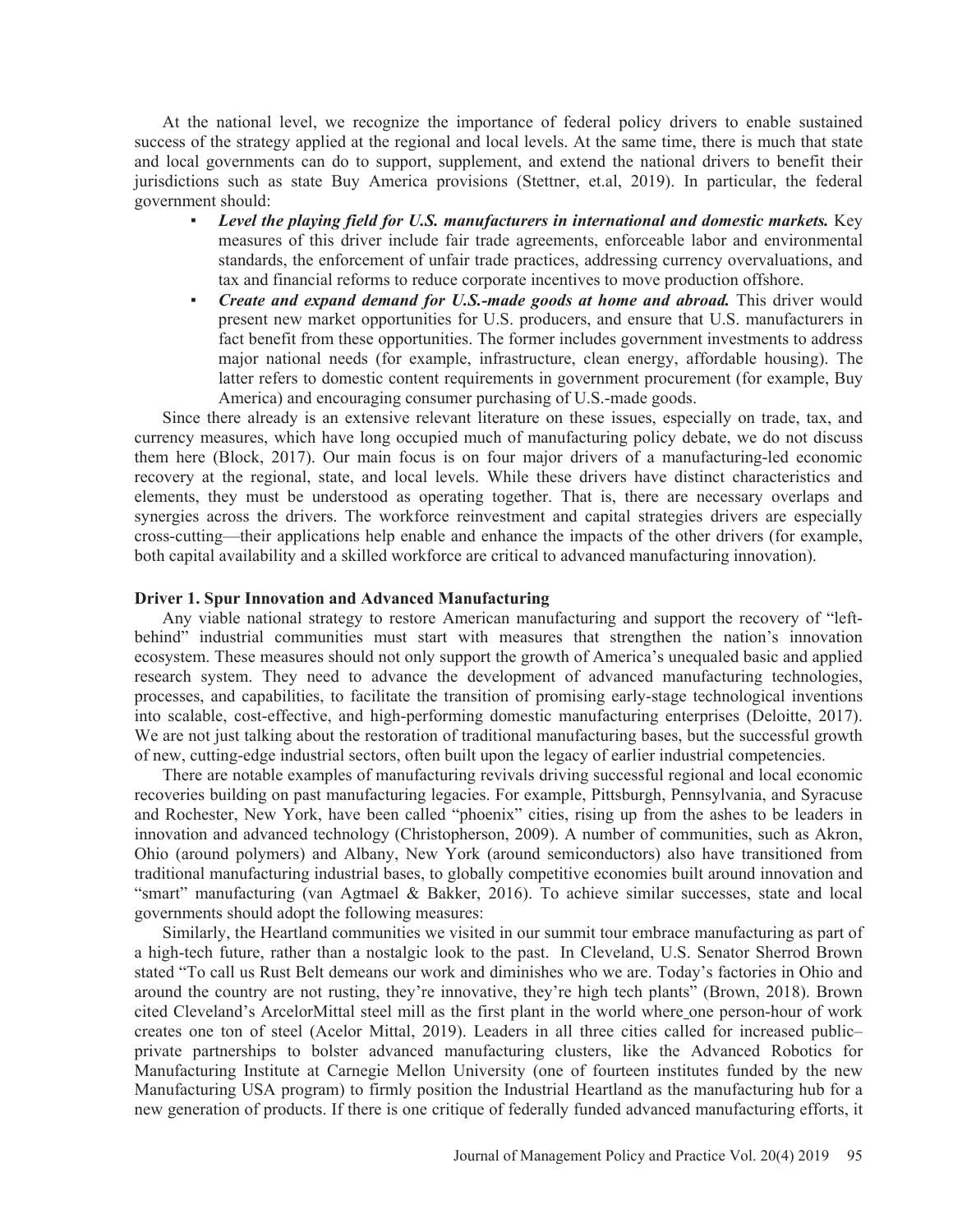At the national level, we recognize the importance of federal policy drivers to enable sustained success of the strategy applied at the regional and local levels. At the same time, there is much that state and local governments can do to support, supplement, and extend the national drivers to benefit their jurisdictions such as state Buy America provisions (Stettner, et.al, 2019). In particular, the federal government should:

- ***Level the playing field for U.S. manufacturers in international and domestic markets.*** Key measures of this driver include fair trade agreements, enforceable labor and environmental standards, the enforcement of unfair trade practices, addressing currency overvaluations, and tax and financial reforms to reduce corporate incentives to move production offshore.
- ***Create and expand demand for U.S.-made goods at home and abroad.*** This driver would present new market opportunities for U.S. producers, and ensure that U.S. manufacturers in fact benefit from these opportunities. The former includes government investments to address major national needs (for example, infrastructure, clean energy, affordable housing). The latter refers to domestic content requirements in government procurement (for example, Buy America) and encouraging consumer purchasing of U.S.-made goods.

Since there already is an extensive relevant literature on these issues, especially on trade, tax, and currency measures, which have long occupied much of manufacturing policy debate, we do not discuss them here (Block, 2017). Our main focus is on four major drivers of a manufacturing-led economic recovery at the regional, state, and local levels. While these drivers have distinct characteristics and elements, they must be understood as operating together. That is, there are necessary overlaps and synergies across the drivers. The workforce reinvestment and capital strategies drivers are especially cross-cutting—their applications help enable and enhance the impacts of the other drivers (for example, both capital availability and a skilled workforce are critical to advanced manufacturing innovation).

**Driver 1. Spur Innovation and Advanced Manufacturing**

Any viable national strategy to restore American manufacturing and support the recovery of "left-behind" industrial communities must start with measures that strengthen the nation's innovation ecosystem. These measures should not only support the growth of America's unequaled basic and applied research system. They need to advance the development of advanced manufacturing technologies, processes, and capabilities, to facilitate the transition of promising early-stage technological inventions into scalable, cost-effective, and high-performing domestic manufacturing enterprises (Deloitte, 2017). We are not just talking about the restoration of traditional manufacturing bases, but the successful growth of new, cutting-edge industrial sectors, often built upon the legacy of earlier industrial competencies.

There are notable examples of manufacturing revivals driving successful regional and local economic recoveries building on past manufacturing legacies. For example, Pittsburgh, Pennsylvania, and Syracuse and Rochester, New York, have been called "phoenix" cities, rising up from the ashes to be leaders in innovation and advanced technology (Christopherson, 2009). A number of communities, such as Akron, Ohio (around polymers) and Albany, New York (around semiconductors) also have transitioned from traditional manufacturing industrial bases, to globally competitive economies built around innovation and "smart" manufacturing (van Agtmael & Bakker, 2016). To achieve similar successes, state and local governments should adopt the following measures:

Similarly, the Heartland communities we visited in our summit tour embrace manufacturing as part of a high-tech future, rather than a nostalgic look to the past. In Cleveland, U.S. Senator Sherrod Brown stated "To call us Rust Belt demeans our work and diminishes who we are. Today's factories in Ohio and around the country are not rusting, they're innovative, they're high tech plants" (Brown, 2018). Brown cited Cleveland's ArcelorMittal steel mill as the first plant in the world where one person-hour of work creates one ton of steel (Acelor Mittal, 2019). Leaders in all three cities called for increased public–private partnerships to bolster advanced manufacturing clusters, like the Advanced Robotics for Manufacturing Institute at Carnegie Mellon University (one of fourteen institutes funded by the new Manufacturing USA program) to firmly position the Industrial Heartland as the manufacturing hub for a new generation of products. If there is one critique of federally funded advanced manufacturing efforts, it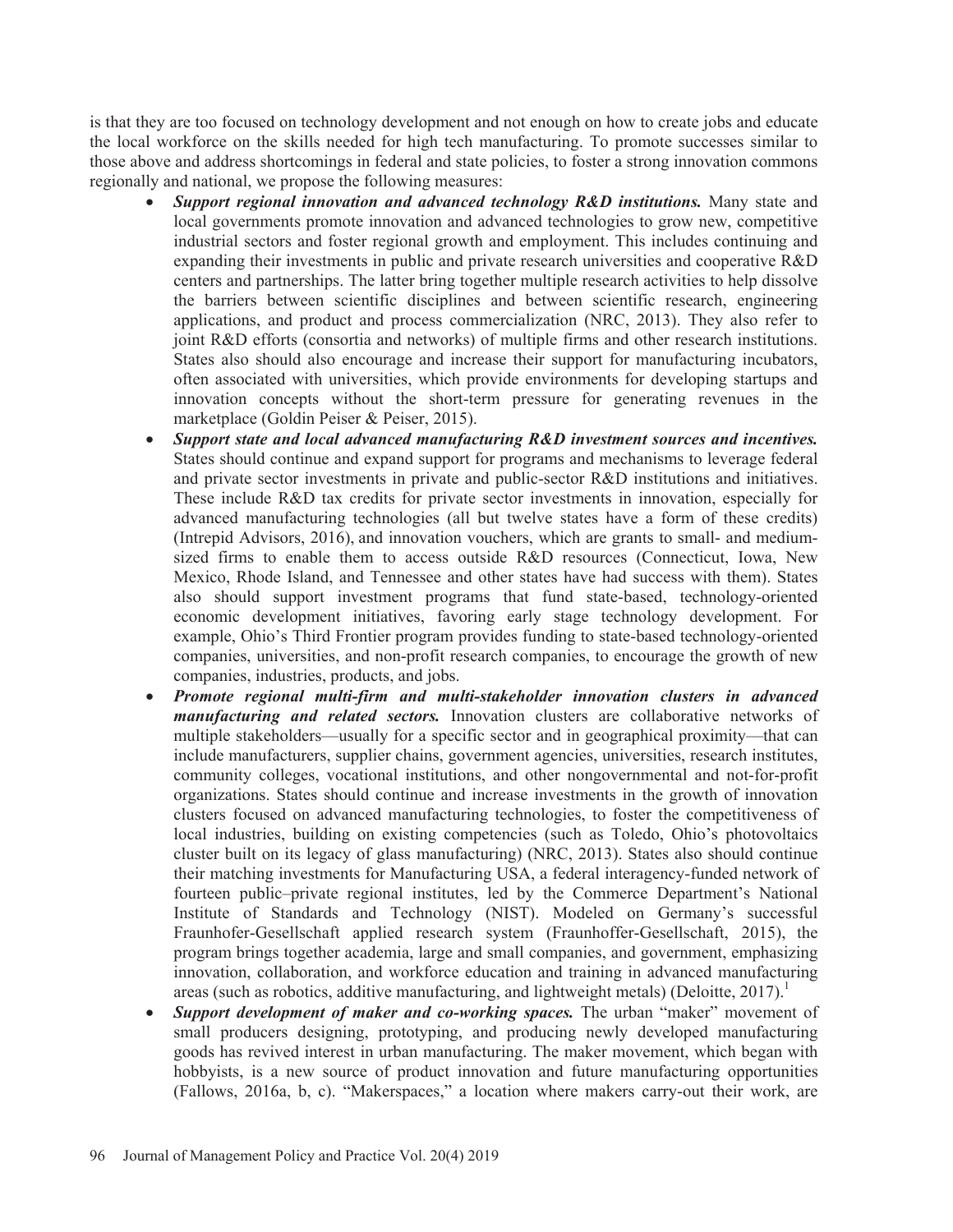is that they are too focused on technology development and not enough on how to create jobs and educate the local workforce on the skills needed for high tech manufacturing. To promote successes similar to those above and address shortcomings in federal and state policies, to foster a strong innovation commons regionally and national, we propose the following measures:

- ***Support regional innovation and advanced technology R&D institutions.*** Many state and local governments promote innovation and advanced technologies to grow new, competitive industrial sectors and foster regional growth and employment. This includes continuing and expanding their investments in public and private research universities and cooperative R&D centers and partnerships. The latter bring together multiple research activities to help dissolve the barriers between scientific disciplines and between scientific research, engineering applications, and product and process commercialization (NRC, 2013). They also refer to joint R&D efforts (consortia and networks) of multiple firms and other research institutions. States also should also encourage and increase their support for manufacturing incubators, often associated with universities, which provide environments for developing startups and innovation concepts without the short-term pressure for generating revenues in the marketplace (Goldin Peiser & Peiser, 2015).
- ***Support state and local advanced manufacturing R&D investment sources and incentives.*** States should continue and expand support for programs and mechanisms to leverage federal and private sector investments in private and public-sector R&D institutions and initiatives. These include R&D tax credits for private sector investments in innovation, especially for advanced manufacturing technologies (all but twelve states have a form of these credits) (Intrepid Advisors, 2016), and innovation vouchers, which are grants to small- and medium-sized firms to enable them to access outside R&D resources (Connecticut, Iowa, New Mexico, Rhode Island, and Tennessee and other states have had success with them). States also should support investment programs that fund state-based, technology-oriented economic development initiatives, favoring early stage technology development. For example, Ohio's Third Frontier program provides funding to state-based technology-oriented companies, universities, and non-profit research companies, to encourage the growth of new companies, industries, products, and jobs.
- ***Promote regional multi-firm and multi-stakeholder innovation clusters in advanced manufacturing and related sectors.*** Innovation clusters are collaborative networks of multiple stakeholders—usually for a specific sector and in geographical proximity—that can include manufacturers, supplier chains, government agencies, universities, research institutes, community colleges, vocational institutions, and other nongovernmental and not-for-profit organizations. States should continue and increase investments in the growth of innovation clusters focused on advanced manufacturing technologies, to foster the competitiveness of local industries, building on existing competencies (such as Toledo, Ohio's photovoltaics cluster built on its legacy of glass manufacturing) (NRC, 2013). States also should continue their matching investments for Manufacturing USA, a federal interagency-funded network of fourteen public–private regional institutes, led by the Commerce Department's National Institute of Standards and Technology (NIST). Modeled on Germany's successful Fraunhofer-Gesellschaft applied research system (Fraunhoffer-Gesellschaft, 2015), the program brings together academia, large and small companies, and government, emphasizing innovation, collaboration, and workforce education and training in advanced manufacturing areas (such as robotics, additive manufacturing, and lightweight metals) (Deloitte, 2017).[1]
- ***Support development of maker and co-working spaces.*** The urban "maker" movement of small producers designing, prototyping, and producing newly developed manufacturing goods has revived interest in urban manufacturing. The maker movement, which began with hobbyists, is a new source of product innovation and future manufacturing opportunities (Fallows, 2016a, b, c). "Makerspaces," a location where makers carry-out their work, are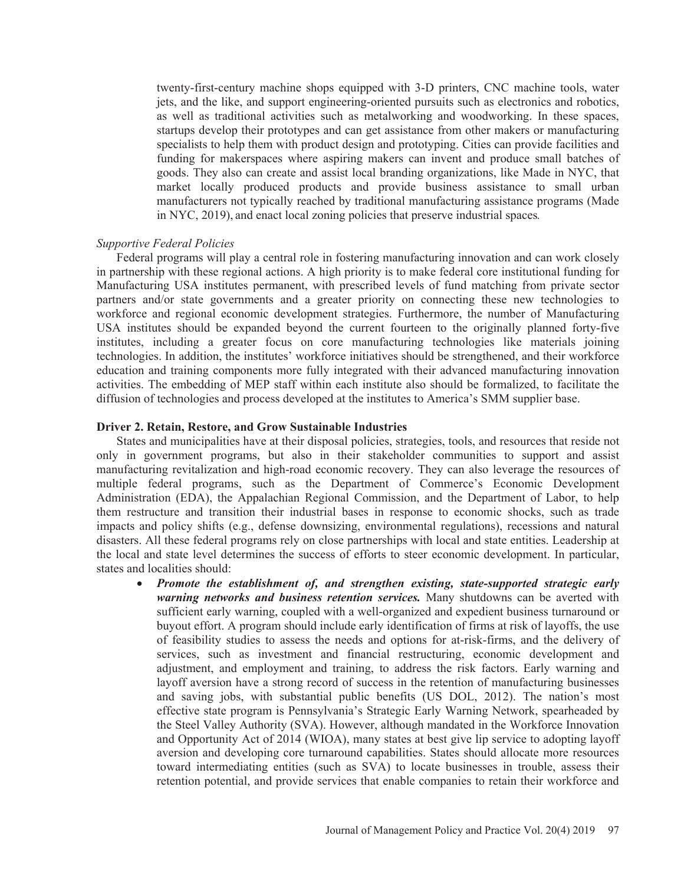twenty-first-century machine shops equipped with 3-D printers, CNC machine tools, water jets, and the like, and support engineering-oriented pursuits such as electronics and robotics, as well as traditional activities such as metalworking and woodworking. In these spaces, startups develop their prototypes and can get assistance from other makers or manufacturing specialists to help them with product design and prototyping. Cities can provide facilities and funding for makerspaces where aspiring makers can invent and produce small batches of goods. They also can create and assist local branding organizations, like Made in NYC, that market locally produced products and provide business assistance to small urban manufacturers not typically reached by traditional manufacturing assistance programs (Made in NYC, 2019), and enact local zoning policies that preserve industrial spaces.

*Supportive Federal Policies*

Federal programs will play a central role in fostering manufacturing innovation and can work closely in partnership with these regional actions. A high priority is to make federal core institutional funding for Manufacturing USA institutes permanent, with prescribed levels of fund matching from private sector partners and/or state governments and a greater priority on connecting these new technologies to workforce and regional economic development strategies. Furthermore, the number of Manufacturing USA institutes should be expanded beyond the current fourteen to the originally planned forty-five institutes, including a greater focus on core manufacturing technologies like materials joining technologies. In addition, the institutes' workforce initiatives should be strengthened, and their workforce education and training components more fully integrated with their advanced manufacturing innovation activities. The embedding of MEP staff within each institute also should be formalized, to facilitate the diffusion of technologies and process developed at the institutes to America's SMM supplier base.

**Driver 2. Retain, Restore, and Grow Sustainable Industries**

States and municipalities have at their disposal policies, strategies, tools, and resources that reside not only in government programs, but also in their stakeholder communities to support and assist manufacturing revitalization and high-road economic recovery. They can also leverage the resources of multiple federal programs, such as the Department of Commerce's Economic Development Administration (EDA), the Appalachian Regional Commission, and the Department of Labor, to help them restructure and transition their industrial bases in response to economic shocks, such as trade impacts and policy shifts (e.g., defense downsizing, environmental regulations), recessions and natural disasters. All these federal programs rely on close partnerships with local and state entities. Leadership at the local and state level determines the success of efforts to steer economic development. In particular, states and localities should:

- ***Promote the establishment of, and strengthen existing, state-supported strategic early warning networks and business retention services.*** Many shutdowns can be averted with sufficient early warning, coupled with a well-organized and expedient business turnaround or buyout effort. A program should include early identification of firms at risk of layoffs, the use of feasibility studies to assess the needs and options for at-risk-firms, and the delivery of services, such as investment and financial restructuring, economic development and adjustment, and employment and training, to address the risk factors. Early warning and layoff aversion have a strong record of success in the retention of manufacturing businesses and saving jobs, with substantial public benefits (US DOL, 2012). The nation's most effective state program is Pennsylvania's Strategic Early Warning Network, spearheaded by the Steel Valley Authority (SVA). However, although mandated in the Workforce Innovation and Opportunity Act of 2014 (WIOA), many states at best give lip service to adopting layoff aversion and developing core turnaround capabilities. States should allocate more resources toward intermediating entities (such as SVA) to locate businesses in trouble, assess their retention potential, and provide services that enable companies to retain their workforce and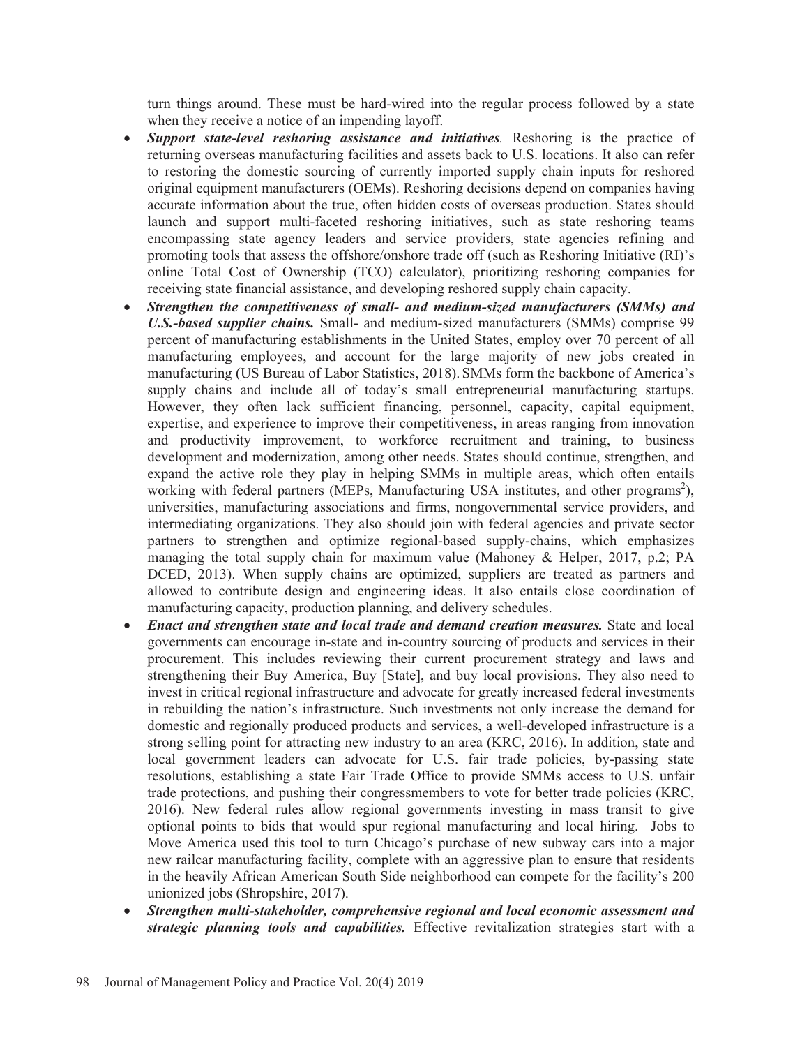turn things around. These must be hard-wired into the regular process followed by a state when they receive a notice of an impending layoff.

- ***Support state-level reshoring assistance and initiatives**.* Reshoring is the practice of returning overseas manufacturing facilities and assets back to U.S. locations. It also can refer to restoring the domestic sourcing of currently imported supply chain inputs for reshored original equipment manufacturers (OEMs). Reshoring decisions depend on companies having accurate information about the true, often hidden costs of overseas production. States should launch and support multi-faceted reshoring initiatives, such as state reshoring teams encompassing state agency leaders and service providers, state agencies refining and promoting tools that assess the offshore/onshore trade off (such as Reshoring Initiative (RI)'s online Total Cost of Ownership (TCO) calculator), prioritizing reshoring companies for receiving state financial assistance, and developing reshored supply chain capacity.
- ***Strengthen the competitiveness of small- and medium-sized manufacturers (SMMs) and U.S.-based supplier chains.*** Small- and medium-sized manufacturers (SMMs) comprise 99 percent of manufacturing establishments in the United States, employ over 70 percent of all manufacturing employees, and account for the large majority of new jobs created in manufacturing (US Bureau of Labor Statistics, 2018). SMMs form the backbone of America's supply chains and include all of today's small entrepreneurial manufacturing startups. However, they often lack sufficient financing, personnel, capacity, capital equipment, expertise, and experience to improve their competitiveness, in areas ranging from innovation and productivity improvement, to workforce recruitment and training, to business development and modernization, among other needs. States should continue, strengthen, and expand the active role they play in helping SMMs in multiple areas, which often entails working with federal partners (MEPs, Manufacturing USA institutes, and other programs[2]), universities, manufacturing associations and firms, nongovernmental service providers, and intermediating organizations. They also should join with federal agencies and private sector partners to strengthen and optimize regional-based supply-chains, which emphasizes managing the total supply chain for maximum value (Mahoney & Helper, 2017, p.2; PA DCED, 2013). When supply chains are optimized, suppliers are treated as partners and allowed to contribute design and engineering ideas. It also entails close coordination of manufacturing capacity, production planning, and delivery schedules.
- ***Enact and strengthen state and local trade and demand creation measures.*** State and local governments can encourage in-state and in-country sourcing of products and services in their procurement. This includes reviewing their current procurement strategy and laws and strengthening their Buy America, Buy [State], and buy local provisions. They also need to invest in critical regional infrastructure and advocate for greatly increased federal investments in rebuilding the nation's infrastructure. Such investments not only increase the demand for domestic and regionally produced products and services, a well-developed infrastructure is a strong selling point for attracting new industry to an area (KRC, 2016). In addition, state and local government leaders can advocate for U.S. fair trade policies, by-passing state resolutions, establishing a state Fair Trade Office to provide SMMs access to U.S. unfair trade protections, and pushing their congressmembers to vote for better trade policies (KRC, 2016). New federal rules allow regional governments investing in mass transit to give optional points to bids that would spur regional manufacturing and local hiring. Jobs to Move America used this tool to turn Chicago's purchase of new subway cars into a major new railcar manufacturing facility, complete with an aggressive plan to ensure that residents in the heavily African American South Side neighborhood can compete for the facility's 200 unionized jobs (Shropshire, 2017).
- ***Strengthen multi-stakeholder, comprehensive regional and local economic assessment and strategic planning tools and capabilities.*** Effective revitalization strategies start with a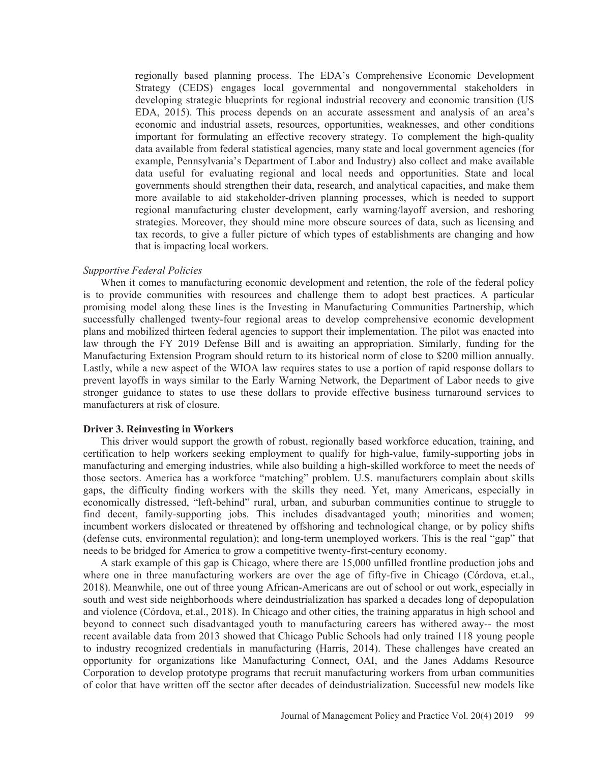regionally based planning process. The EDA's Comprehensive Economic Development Strategy (CEDS) engages local governmental and nongovernmental stakeholders in developing strategic blueprints for regional industrial recovery and economic transition (US EDA, 2015). This process depends on an accurate assessment and analysis of an area's economic and industrial assets, resources, opportunities, weaknesses, and other conditions important for formulating an effective recovery strategy. To complement the high-quality data available from federal statistical agencies, many state and local government agencies (for example, Pennsylvania's Department of Labor and Industry) also collect and make available data useful for evaluating regional and local needs and opportunities. State and local governments should strengthen their data, research, and analytical capacities, and make them more available to aid stakeholder-driven planning processes, which is needed to support regional manufacturing cluster development, early warning/layoff aversion, and reshoring strategies. Moreover, they should mine more obscure sources of data, such as licensing and tax records, to give a fuller picture of which types of establishments are changing and how that is impacting local workers.

*Supportive Federal Policies*

When it comes to manufacturing economic development and retention, the role of the federal policy is to provide communities with resources and challenge them to adopt best practices. A particular promising model along these lines is the Investing in Manufacturing Communities Partnership, which successfully challenged twenty-four regional areas to develop comprehensive economic development plans and mobilized thirteen federal agencies to support their implementation. The pilot was enacted into law through the FY 2019 Defense Bill and is awaiting an appropriation. Similarly, funding for the Manufacturing Extension Program should return to its historical norm of close to $200 million annually. Lastly, while a new aspect of the WIOA law requires states to use a portion of rapid response dollars to prevent layoffs in ways similar to the Early Warning Network, the Department of Labor needs to give stronger guidance to states to use these dollars to provide effective business turnaround services to manufacturers at risk of closure.

**Driver 3. Reinvesting in Workers**

This driver would support the growth of robust, regionally based workforce education, training, and certification to help workers seeking employment to qualify for high-value, family-supporting jobs in manufacturing and emerging industries, while also building a high-skilled workforce to meet the needs of those sectors. America has a workforce "matching" problem. U.S. manufacturers complain about skills gaps, the difficulty finding workers with the skills they need. Yet, many Americans, especially in economically distressed, "left-behind" rural, urban, and suburban communities continue to struggle to find decent, family-supporting jobs. This includes disadvantaged youth; minorities and women; incumbent workers dislocated or threatened by offshoring and technological change, or by policy shifts (defense cuts, environmental regulation); and long-term unemployed workers. This is the real "gap" that needs to be bridged for America to grow a competitive twenty-first-century economy.

A stark example of this gap is Chicago, where there are 15,000 unfilled frontline production jobs and where one in three manufacturing workers are over the age of fifty-five in Chicago (Córdova, et.al., 2018). Meanwhile, one out of three young African-Americans are out of school or out work, especially in south and west side neighborhoods where deindustrialization has sparked a decades long of depopulation and violence (Córdova, et.al., 2018). In Chicago and other cities, the training apparatus in high school and beyond to connect such disadvantaged youth to manufacturing careers has withered away-- the most recent available data from 2013 showed that Chicago Public Schools had only trained 118 young people to industry recognized credentials in manufacturing (Harris, 2014). These challenges have created an opportunity for organizations like Manufacturing Connect, OAI, and the Janes Addams Resource Corporation to develop prototype programs that recruit manufacturing workers from urban communities of color that have written off the sector after decades of deindustrialization. Successful new models like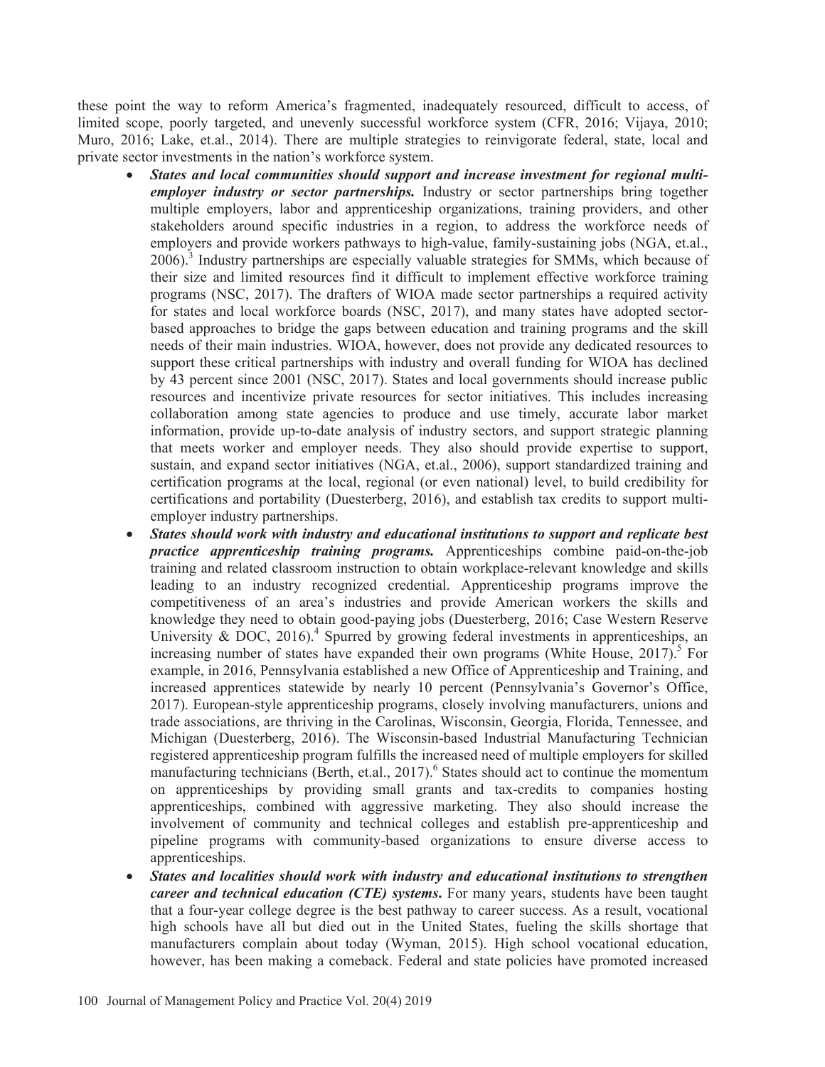these point the way to reform America's fragmented, inadequately resourced, difficult to access, of limited scope, poorly targeted, and unevenly successful workforce system (CFR, 2016; Vijaya, 2010; Muro, 2016; Lake, et.al., 2014). There are multiple strategies to reinvigorate federal, state, local and private sector investments in the nation's workforce system.

- ***States and local communities should support and increase investment for regional multi-employer industry or sector partnerships.*** Industry or sector partnerships bring together multiple employers, labor and apprenticeship organizations, training providers, and other stakeholders around specific industries in a region, to address the workforce needs of employers and provide workers pathways to high-value, family-sustaining jobs (NGA, et.al., 2006).[3] Industry partnerships are especially valuable strategies for SMMs, which because of their size and limited resources find it difficult to implement effective workforce training programs (NSC, 2017). The drafters of WIOA made sector partnerships a required activity for states and local workforce boards (NSC, 2017), and many states have adopted sector-based approaches to bridge the gaps between education and training programs and the skill needs of their main industries. WIOA, however, does not provide any dedicated resources to support these critical partnerships with industry and overall funding for WIOA has declined by 43 percent since 2001 (NSC, 2017). States and local governments should increase public resources and incentivize private resources for sector initiatives. This includes increasing collaboration among state agencies to produce and use timely, accurate labor market information, provide up-to-date analysis of industry sectors, and support strategic planning that meets worker and employer needs. They also should provide expertise to support, sustain, and expand sector initiatives (NGA, et.al., 2006), support standardized training and certification programs at the local, regional (or even national) level, to build credibility for certifications and portability (Duesterberg, 2016), and establish tax credits to support multi-employer industry partnerships.
- ***States should work with industry and educational institutions to support and replicate best practice apprenticeship training programs.*** Apprenticeships combine paid-on-the-job training and related classroom instruction to obtain workplace-relevant knowledge and skills leading to an industry recognized credential. Apprenticeship programs improve the competitiveness of an area's industries and provide American workers the skills and knowledge they need to obtain good-paying jobs (Duesterberg, 2016; Case Western Reserve University & DOC, 2016).[4] Spurred by growing federal investments in apprenticeships, an increasing number of states have expanded their own programs (White House, 2017).[5] For example, in 2016, Pennsylvania established a new Office of Apprenticeship and Training, and increased apprentices statewide by nearly 10 percent (Pennsylvania's Governor's Office, 2017). European-style apprenticeship programs, closely involving manufacturers, unions and trade associations, are thriving in the Carolinas, Wisconsin, Georgia, Florida, Tennessee, and Michigan (Duesterberg, 2016). The Wisconsin-based Industrial Manufacturing Technician registered apprenticeship program fulfills the increased need of multiple employers for skilled manufacturing technicians (Berth, et.al., 2017).[6] States should act to continue the momentum on apprenticeships by providing small grants and tax-credits to companies hosting apprenticeships, combined with aggressive marketing. They also should increase the involvement of community and technical colleges and establish pre-apprenticeship and pipeline programs with community-based organizations to ensure diverse access to apprenticeships.
- ***States and localities should work with industry and educational institutions to strengthen career and technical education (CTE) systems*.** For many years, students have been taught that a four-year college degree is the best pathway to career success. As a result, vocational high schools have all but died out in the United States, fueling the skills shortage that manufacturers complain about today (Wyman, 2015). High school vocational education, however, has been making a comeback. Federal and state policies have promoted increased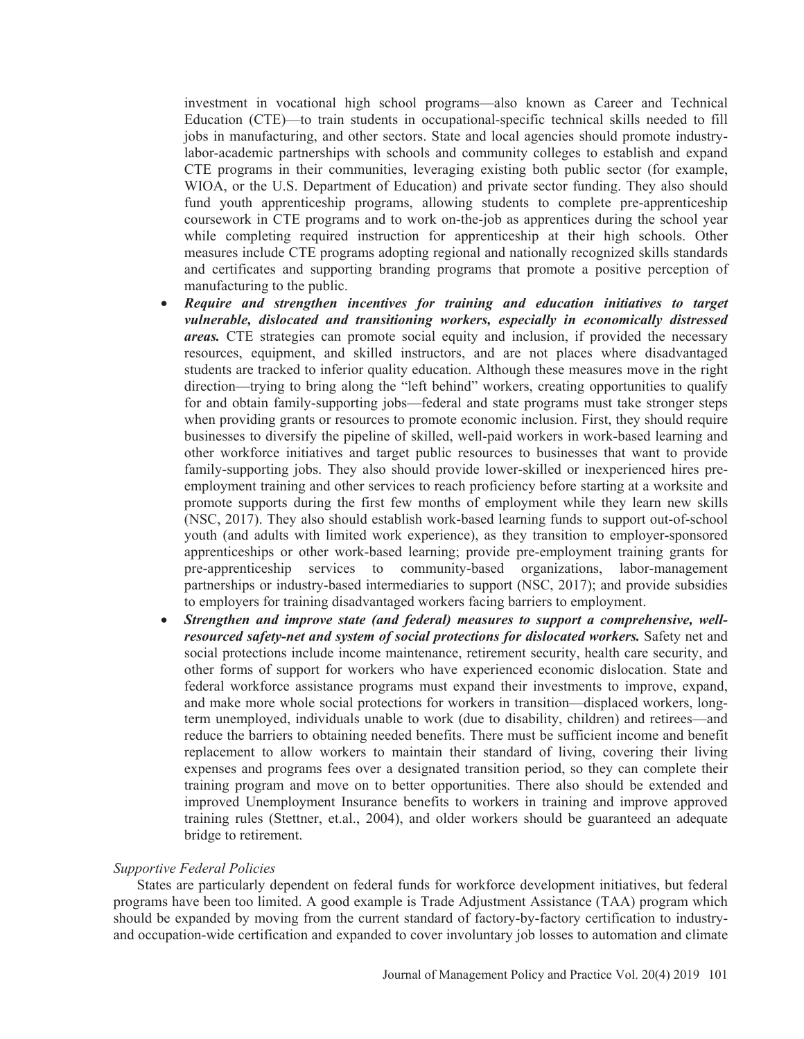investment in vocational high school programs—also known as Career and Technical Education (CTE)—to train students in occupational-specific technical skills needed to fill jobs in manufacturing, and other sectors. State and local agencies should promote industry-labor-academic partnerships with schools and community colleges to establish and expand CTE programs in their communities, leveraging existing both public sector (for example, WIOA, or the U.S. Department of Education) and private sector funding. They also should fund youth apprenticeship programs, allowing students to complete pre-apprenticeship coursework in CTE programs and to work on-the-job as apprentices during the school year while completing required instruction for apprenticeship at their high schools. Other measures include CTE programs adopting regional and nationally recognized skills standards and certificates and supporting branding programs that promote a positive perception of manufacturing to the public.

- ***Require and strengthen incentives for training and education initiatives to target vulnerable, dislocated and transitioning workers, especially in economically distressed areas.*** CTE strategies can promote social equity and inclusion, if provided the necessary resources, equipment, and skilled instructors, and are not places where disadvantaged students are tracked to inferior quality education. Although these measures move in the right direction—trying to bring along the "left behind" workers, creating opportunities to qualify for and obtain family-supporting jobs—federal and state programs must take stronger steps when providing grants or resources to promote economic inclusion. First, they should require businesses to diversify the pipeline of skilled, well-paid workers in work-based learning and other workforce initiatives and target public resources to businesses that want to provide family-supporting jobs. They also should provide lower-skilled or inexperienced hires pre-employment training and other services to reach proficiency before starting at a worksite and promote supports during the first few months of employment while they learn new skills (NSC, 2017). They also should establish work-based learning funds to support out-of-school youth (and adults with limited work experience), as they transition to employer-sponsored apprenticeships or other work-based learning; provide pre-employment training grants for pre-apprenticeship services to community-based organizations, labor-management partnerships or industry-based intermediaries to support (NSC, 2017); and provide subsidies to employers for training disadvantaged workers facing barriers to employment.
- ***Strengthen and improve state (and federal) measures to support a comprehensive, well-resourced safety-net and system of social protections for dislocated workers.*** Safety net and social protections include income maintenance, retirement security, health care security, and other forms of support for workers who have experienced economic dislocation. State and federal workforce assistance programs must expand their investments to improve, expand, and make more whole social protections for workers in transition—displaced workers, long-term unemployed, individuals unable to work (due to disability, children) and retirees—and reduce the barriers to obtaining needed benefits. There must be sufficient income and benefit replacement to allow workers to maintain their standard of living, covering their living expenses and programs fees over a designated transition period, so they can complete their training program and move on to better opportunities. There also should be extended and improved Unemployment Insurance benefits to workers in training and improve approved training rules (Stettner, et.al., 2004), and older workers should be guaranteed an adequate bridge to retirement.

*Supportive Federal Policies*

States are particularly dependent on federal funds for workforce development initiatives, but federal programs have been too limited. A good example is Trade Adjustment Assistance (TAA) program which should be expanded by moving from the current standard of factory-by-factory certification to industry- and occupation-wide certification and expanded to cover involuntary job losses to automation and climate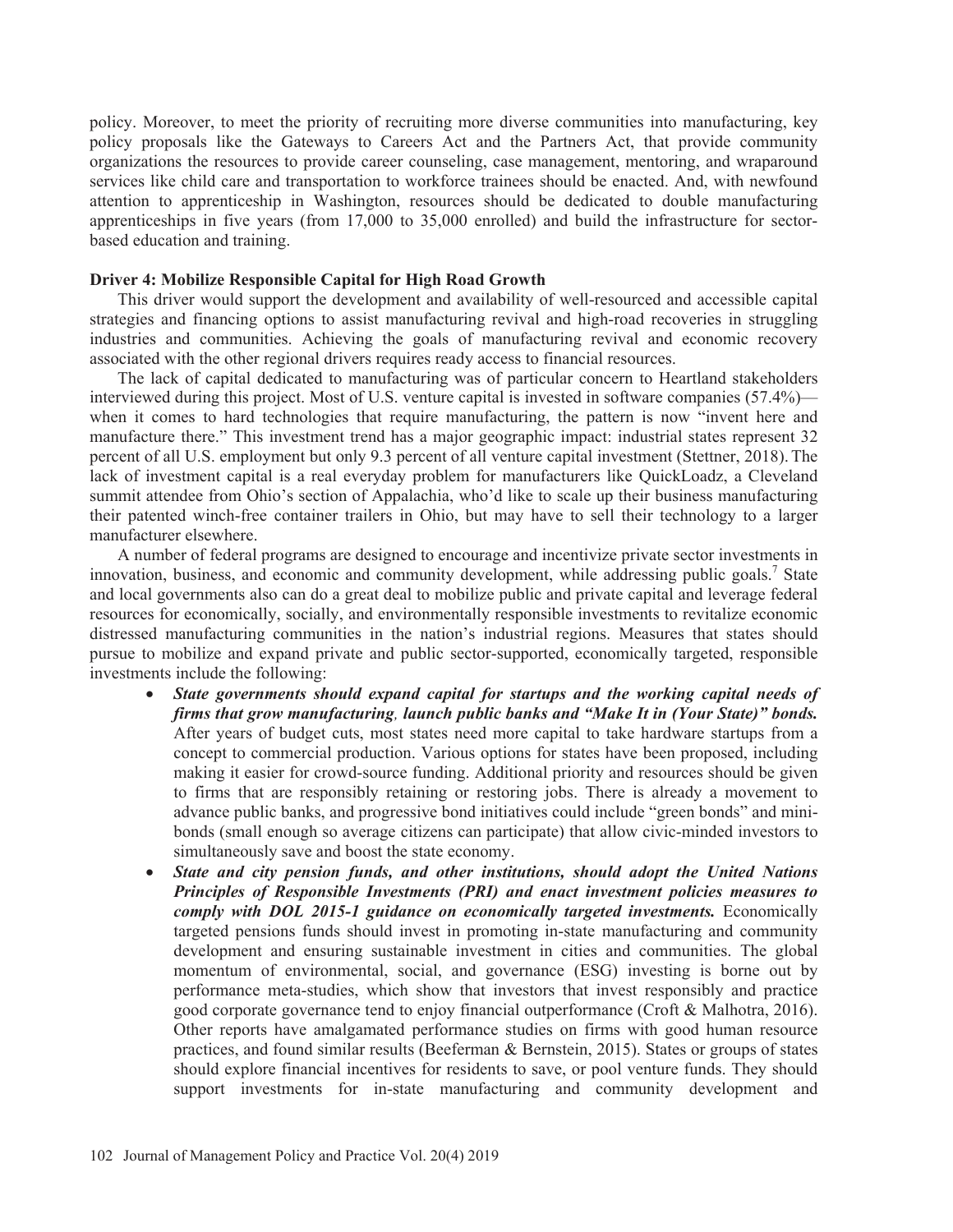policy. Moreover, to meet the priority of recruiting more diverse communities into manufacturing, key policy proposals like the Gateways to Careers Act and the Partners Act, that provide community organizations the resources to provide career counseling, case management, mentoring, and wraparound services like child care and transportation to workforce trainees should be enacted. And, with newfound attention to apprenticeship in Washington, resources should be dedicated to double manufacturing apprenticeships in five years (from 17,000 to 35,000 enrolled) and build the infrastructure for sector-based education and training.

**Driver 4: Mobilize Responsible Capital for High Road Growth**

This driver would support the development and availability of well-resourced and accessible capital strategies and financing options to assist manufacturing revival and high-road recoveries in struggling industries and communities. Achieving the goals of manufacturing revival and economic recovery associated with the other regional drivers requires ready access to financial resources.

The lack of capital dedicated to manufacturing was of particular concern to Heartland stakeholders interviewed during this project. Most of U.S. venture capital is invested in software companies (57.4%)—when it comes to hard technologies that require manufacturing, the pattern is now "invent here and manufacture there." This investment trend has a major geographic impact: industrial states represent 32 percent of all U.S. employment but only 9.3 percent of all venture capital investment (Stettner, 2018). The lack of investment capital is a real everyday problem for manufacturers like QuickLoadz, a Cleveland summit attendee from Ohio's section of Appalachia, who'd like to scale up their business manufacturing their patented winch-free container trailers in Ohio, but may have to sell their technology to a larger manufacturer elsewhere.

A number of federal programs are designed to encourage and incentivize private sector investments in innovation, business, and economic and community development, while addressing public goals.[7] State and local governments also can do a great deal to mobilize public and private capital and leverage federal resources for economically, socially, and environmentally responsible investments to revitalize economic distressed manufacturing communities in the nation's industrial regions. Measures that states should pursue to mobilize and expand private and public sector-supported, economically targeted, responsible investments include the following:

- ***State governments should expand capital for startups and the working capital needs of firms that grow manufacturing, launch public banks and "Make It in (Your State)" bonds.*** After years of budget cuts, most states need more capital to take hardware startups from a concept to commercial production. Various options for states have been proposed, including making it easier for crowd-source funding. Additional priority and resources should be given to firms that are responsibly retaining or restoring jobs. There is already a movement to advance public banks, and progressive bond initiatives could include "green bonds" and mini-bonds (small enough so average citizens can participate) that allow civic-minded investors to simultaneously save and boost the state economy.
- ***State and city pension funds, and other institutions, should adopt the United Nations Principles of Responsible Investments (PRI) and enact investment policies measures to comply with DOL 2015-1 guidance on economically targeted investments.*** Economically targeted pensions funds should invest in promoting in-state manufacturing and community development and ensuring sustainable investment in cities and communities. The global momentum of environmental, social, and governance (ESG) investing is borne out by performance meta-studies, which show that investors that invest responsibly and practice good corporate governance tend to enjoy financial outperformance (Croft & Malhotra, 2016). Other reports have amalgamated performance studies on firms with good human resource practices, and found similar results (Beeferman & Bernstein, 2015). States or groups of states should explore financial incentives for residents to save, or pool venture funds. They should support investments for in-state manufacturing and community development and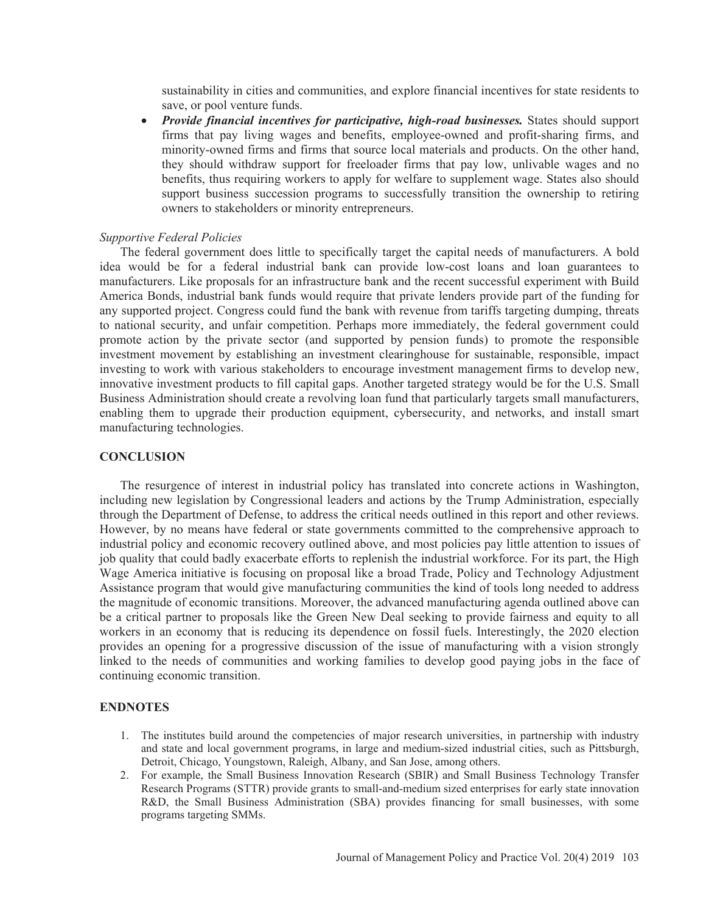sustainability in cities and communities, and explore financial incentives for state residents to save, or pool venture funds.

- ***Provide financial incentives for participative, high-road businesses.*** States should support firms that pay living wages and benefits, employee-owned and profit-sharing firms, and minority-owned firms and firms that source local materials and products. On the other hand, they should withdraw support for freeloader firms that pay low, unlivable wages and no benefits, thus requiring workers to apply for welfare to supplement wage. States also should support business succession programs to successfully transition the ownership to retiring owners to stakeholders or minority entrepreneurs.

*Supportive Federal Policies*

The federal government does little to specifically target the capital needs of manufacturers. A bold idea would be for a federal industrial bank can provide low-cost loans and loan guarantees to manufacturers. Like proposals for an infrastructure bank and the recent successful experiment with Build America Bonds, industrial bank funds would require that private lenders provide part of the funding for any supported project. Congress could fund the bank with revenue from tariffs targeting dumping, threats to national security, and unfair competition. Perhaps more immediately, the federal government could promote action by the private sector (and supported by pension funds) to promote the responsible investment movement by establishing an investment clearinghouse for sustainable, responsible, impact investing to work with various stakeholders to encourage investment management firms to develop new, innovative investment products to fill capital gaps. Another targeted strategy would be for the U.S. Small Business Administration should create a revolving loan fund that particularly targets small manufacturers, enabling them to upgrade their production equipment, cybersecurity, and networks, and install smart manufacturing technologies.

## CONCLUSION

The resurgence of interest in industrial policy has translated into concrete actions in Washington, including new legislation by Congressional leaders and actions by the Trump Administration, especially through the Department of Defense, to address the critical needs outlined in this report and other reviews. However, by no means have federal or state governments committed to the comprehensive approach to industrial policy and economic recovery outlined above, and most policies pay little attention to issues of job quality that could badly exacerbate efforts to replenish the industrial workforce. For its part, the High Wage America initiative is focusing on proposal like a broad Trade, Policy and Technology Adjustment Assistance program that would give manufacturing communities the kind of tools long needed to address the magnitude of economic transitions. Moreover, the advanced manufacturing agenda outlined above can be a critical partner to proposals like the Green New Deal seeking to provide fairness and equity to all workers in an economy that is reducing its dependence on fossil fuels. Interestingly, the 2020 election provides an opening for a progressive discussion of the issue of manufacturing with a vision strongly linked to the needs of communities and working families to develop good paying jobs in the face of continuing economic transition.

## ENDNOTES

1. The institutes build around the competencies of major research universities, in partnership with industry and state and local government programs, in large and medium-sized industrial cities, such as Pittsburgh, Detroit, Chicago, Youngstown, Raleigh, Albany, and San Jose, among others.
2. For example, the Small Business Innovation Research (SBIR) and Small Business Technology Transfer Research Programs (STTR) provide grants to small-and-medium sized enterprises for early state innovation R&D, the Small Business Administration (SBA) provides financing for small businesses, with some programs targeting SMMs.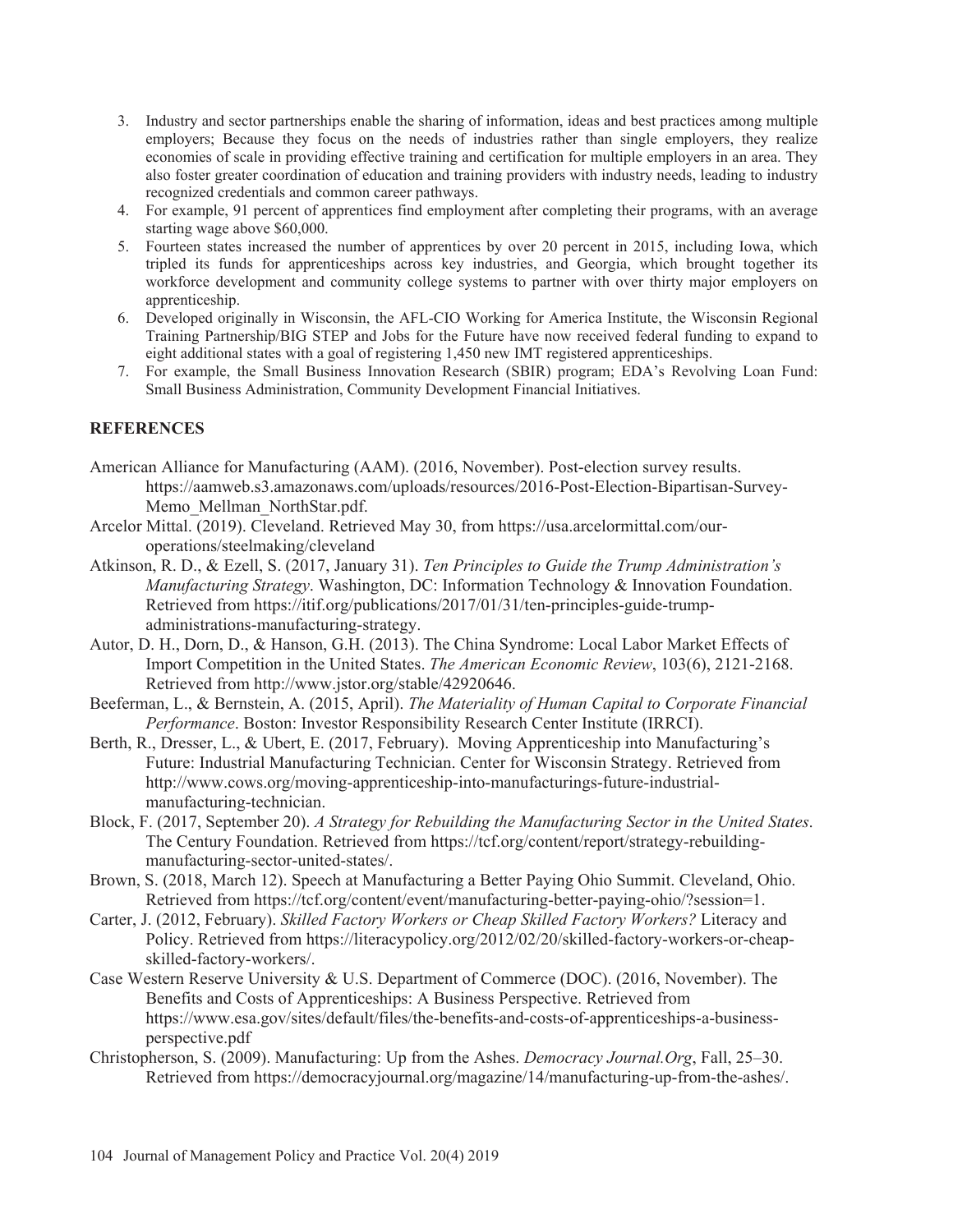3. Industry and sector partnerships enable the sharing of information, ideas and best practices among multiple employers; Because they focus on the needs of industries rather than single employers, they realize economies of scale in providing effective training and certification for multiple employers in an area. They also foster greater coordination of education and training providers with industry needs, leading to industry recognized credentials and common career pathways.
4. For example, 91 percent of apprentices find employment after completing their programs, with an average starting wage above $60,000.
5. Fourteen states increased the number of apprentices by over 20 percent in 2015, including Iowa, which tripled its funds for apprenticeships across key industries, and Georgia, which brought together its workforce development and community college systems to partner with over thirty major employers on apprenticeship.
6. Developed originally in Wisconsin, the AFL-CIO Working for America Institute, the Wisconsin Regional Training Partnership/BIG STEP and Jobs for the Future have now received federal funding to expand to eight additional states with a goal of registering 1,450 new IMT registered apprenticeships.
7. For example, the Small Business Innovation Research (SBIR) program; EDA's Revolving Loan Fund: Small Business Administration, Community Development Financial Initiatives.

## REFERENCES

American Alliance for Manufacturing (AAM). (2016, November). Post-election survey results. https://aamweb.s3.amazonaws.com/uploads/resources/2016-Post-Election-Bipartisan-Survey-Memo_Mellman_NorthStar.pdf.

Arcelor Mittal. (2019). Cleveland. Retrieved May 30, from https://usa.arcelormittal.com/our-operations/steelmaking/cleveland

Atkinson, R. D., & Ezell, S. (2017, January 31). *Ten Principles to Guide the Trump Administration's Manufacturing Strategy*. Washington, DC: Information Technology & Innovation Foundation. Retrieved from https://itif.org/publications/2017/01/31/ten-principles-guide-trump-administrations-manufacturing-strategy.

Autor, D. H., Dorn, D., & Hanson, G.H. (2013). The China Syndrome: Local Labor Market Effects of Import Competition in the United States. *The American Economic Review*, 103(6), 2121-2168. Retrieved from http://www.jstor.org/stable/42920646.

Beeferman, L., & Bernstein, A. (2015, April). *The Materiality of Human Capital to Corporate Financial Performance*. Boston: Investor Responsibility Research Center Institute (IRRCI).

Berth, R., Dresser, L., & Ubert, E. (2017, February). Moving Apprenticeship into Manufacturing's Future: Industrial Manufacturing Technician. Center for Wisconsin Strategy. Retrieved from http://www.cows.org/moving-apprenticeship-into-manufacturings-future-industrial-manufacturing-technician.

Block, F. (2017, September 20). *A Strategy for Rebuilding the Manufacturing Sector in the United States*. The Century Foundation. Retrieved from https://tcf.org/content/report/strategy-rebuilding-manufacturing-sector-united-states/.

Brown, S. (2018, March 12). Speech at Manufacturing a Better Paying Ohio Summit. Cleveland, Ohio. Retrieved from https://tcf.org/content/event/manufacturing-better-paying-ohio/?session=1.

Carter, J. (2012, February). *Skilled Factory Workers or Cheap Skilled Factory Workers?* Literacy and Policy. Retrieved from https://literacypolicy.org/2012/02/20/skilled-factory-workers-or-cheap-skilled-factory-workers/.

Case Western Reserve University & U.S. Department of Commerce (DOC). (2016, November). The Benefits and Costs of Apprenticeships: A Business Perspective. Retrieved from https://www.esa.gov/sites/default/files/the-benefits-and-costs-of-apprenticeships-a-business-perspective.pdf

Christopherson, S. (2009). Manufacturing: Up from the Ashes. *Democracy Journal.Org*, Fall, 25–30. Retrieved from https://democracyjournal.org/magazine/14/manufacturing-up-from-the-ashes/.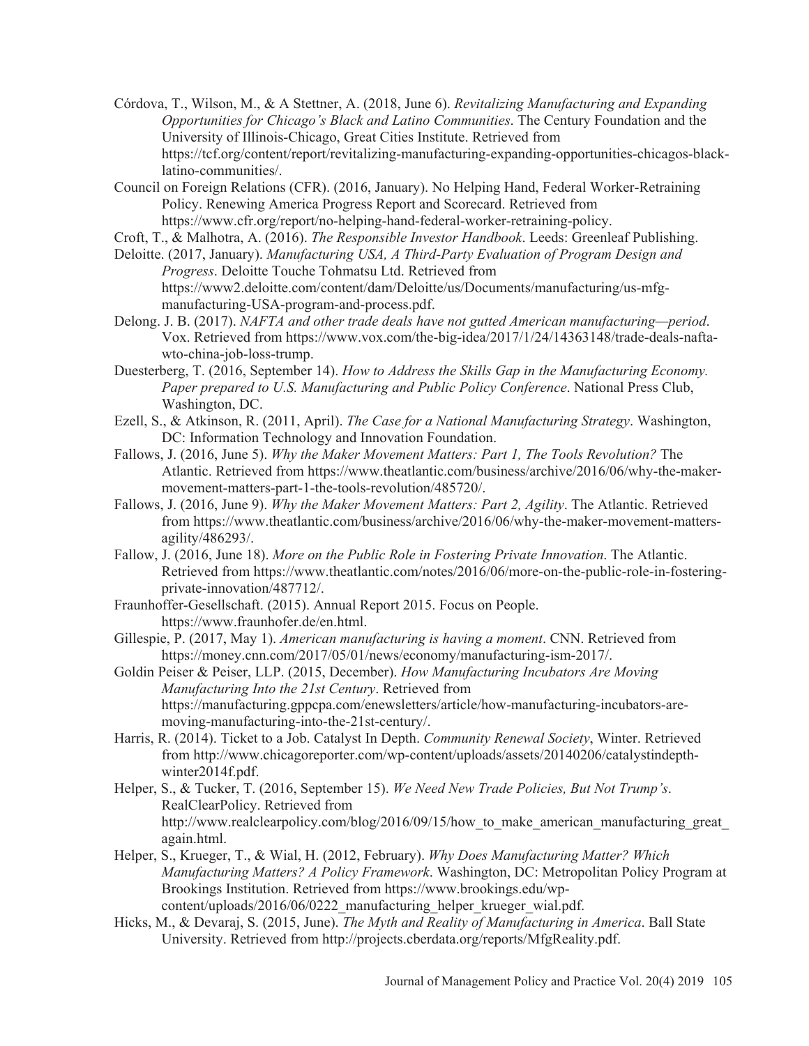Córdova, T., Wilson, M., & A Stettner, A. (2018, June 6). *Revitalizing Manufacturing and Expanding Opportunities for Chicago's Black and Latino Communities*. The Century Foundation and the University of Illinois-Chicago, Great Cities Institute. Retrieved from https://tcf.org/content/report/revitalizing-manufacturing-expanding-opportunities-chicagos-black-latino-communities/.

Council on Foreign Relations (CFR). (2016, January). No Helping Hand, Federal Worker-Retraining Policy. Renewing America Progress Report and Scorecard. Retrieved from https://www.cfr.org/report/no-helping-hand-federal-worker-retraining-policy.

Croft, T., & Malhotra, A. (2016). *The Responsible Investor Handbook*. Leeds: Greenleaf Publishing.

Deloitte. (2017, January). *Manufacturing USA, A Third-Party Evaluation of Program Design and Progress*. Deloitte Touche Tohmatsu Ltd. Retrieved from https://www2.deloitte.com/content/dam/Deloitte/us/Documents/manufacturing/us-mfg-manufacturing-USA-program-and-process.pdf.

Delong. J. B. (2017). *NAFTA and other trade deals have not gutted American manufacturing—period*. Vox. Retrieved from https://www.vox.com/the-big-idea/2017/1/24/14363148/trade-deals-nafta-wto-china-job-loss-trump.

Duesterberg, T. (2016, September 14). *How to Address the Skills Gap in the Manufacturing Economy. Paper prepared to U.S. Manufacturing and Public Policy Conference*. National Press Club, Washington, DC.

Ezell, S., & Atkinson, R. (2011, April). *The Case for a National Manufacturing Strategy*. Washington, DC: Information Technology and Innovation Foundation.

Fallows, J. (2016, June 5). *Why the Maker Movement Matters: Part 1, The Tools Revolution?* The Atlantic. Retrieved from https://www.theatlantic.com/business/archive/2016/06/why-the-maker-movement-matters-part-1-the-tools-revolution/485720/.

Fallows, J. (2016, June 9). *Why the Maker Movement Matters: Part 2, Agility*. The Atlantic. Retrieved from https://www.theatlantic.com/business/archive/2016/06/why-the-maker-movement-matters-agility/486293/.

Fallow, J. (2016, June 18). *More on the Public Role in Fostering Private Innovation*. The Atlantic. Retrieved from https://www.theatlantic.com/notes/2016/06/more-on-the-public-role-in-fostering-private-innovation/487712/.

Fraunhoffer-Gesellschaft. (2015). Annual Report 2015. Focus on People. https://www.fraunhofer.de/en.html.

Gillespie, P. (2017, May 1). *American manufacturing is having a moment*. CNN. Retrieved from https://money.cnn.com/2017/05/01/news/economy/manufacturing-ism-2017/.

Goldin Peiser & Peiser, LLP. (2015, December). *How Manufacturing Incubators Are Moving Manufacturing Into the 21st Century*. Retrieved from https://manufacturing.gppcpa.com/enewsletters/article/how-manufacturing-incubators-are-moving-manufacturing-into-the-21st-century/.

Harris, R. (2014). Ticket to a Job. Catalyst In Depth. *Community Renewal Society*, Winter. Retrieved from http://www.chicagoreporter.com/wp-content/uploads/assets/20140206/catalystindepth-winter2014f.pdf.

Helper, S., & Tucker, T. (2016, September 15). *We Need New Trade Policies, But Not Trump's*. RealClearPolicy. Retrieved from http://www.realclearpolicy.com/blog/2016/09/15/how_to_make_american_manufacturing_great_again.html.

Helper, S., Krueger, T., & Wial, H. (2012, February). *Why Does Manufacturing Matter? Which Manufacturing Matters? A Policy Framework*. Washington, DC: Metropolitan Policy Program at Brookings Institution. Retrieved from https://www.brookings.edu/wp-content/uploads/2016/06/0222_manufacturing_helper_krueger_wial.pdf.

Hicks, M., & Devaraj, S. (2015, June). *The Myth and Reality of Manufacturing in America*. Ball State University. Retrieved from http://projects.cberdata.org/reports/MfgReality.pdf.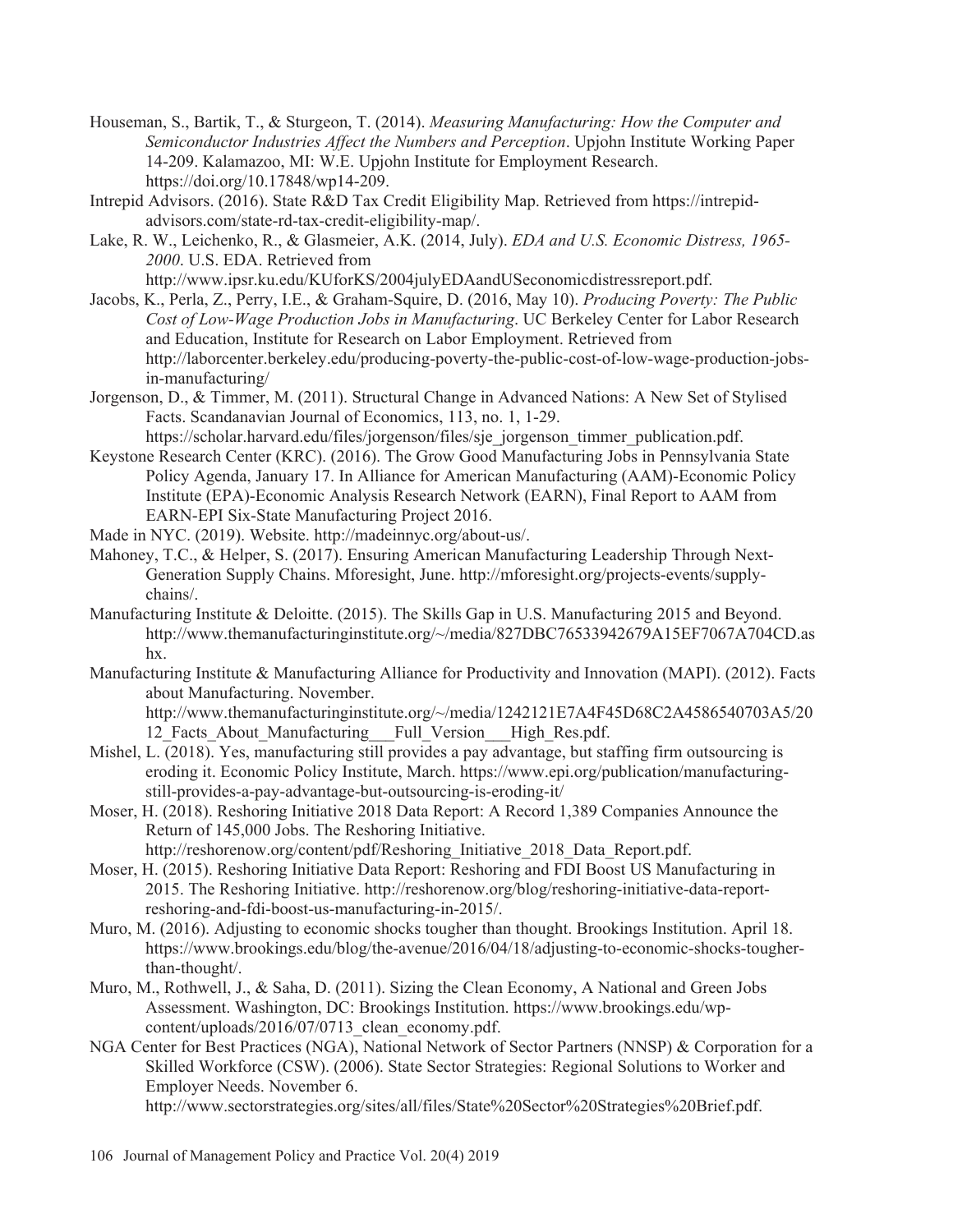Houseman, S., Bartik, T., & Sturgeon, T. (2014). *Measuring Manufacturing: How the Computer and Semiconductor Industries Affect the Numbers and Perception*. Upjohn Institute Working Paper 14-209. Kalamazoo, MI: W.E. Upjohn Institute for Employment Research. https://doi.org/10.17848/wp14-209.

Intrepid Advisors. (2016). State R&D Tax Credit Eligibility Map. Retrieved from https://intrepid-advisors.com/state-rd-tax-credit-eligibility-map/.

Lake, R. W., Leichenko, R., & Glasmeier, A.K. (2014, July). *EDA and U.S. Economic Distress, 1965-2000*. U.S. EDA. Retrieved from http://www.ipsr.ku.edu/KUforKS/2004julyEDAandUSeconomicdistressreport.pdf.

Jacobs, K., Perla, Z., Perry, I.E., & Graham-Squire, D. (2016, May 10). *Producing Poverty: The Public Cost of Low-Wage Production Jobs in Manufacturing*. UC Berkeley Center for Labor Research and Education, Institute for Research on Labor Employment. Retrieved from http://laborcenter.berkeley.edu/producing-poverty-the-public-cost-of-low-wage-production-jobs-in-manufacturing/

Jorgenson, D., & Timmer, M. (2011). Structural Change in Advanced Nations: A New Set of Stylised Facts. Scandanavian Journal of Economics, 113, no. 1, 1-29. https://scholar.harvard.edu/files/jorgenson/files/sje_jorgenson_timmer_publication.pdf.

Keystone Research Center (KRC). (2016). The Grow Good Manufacturing Jobs in Pennsylvania State Policy Agenda, January 17. In Alliance for American Manufacturing (AAM)-Economic Policy Institute (EPA)-Economic Analysis Research Network (EARN), Final Report to AAM from EARN-EPI Six-State Manufacturing Project 2016.

Made in NYC. (2019). Website. http://madeinnyc.org/about-us/.

Mahoney, T.C., & Helper, S. (2017). Ensuring American Manufacturing Leadership Through Next-Generation Supply Chains. Mforesight, June. http://mforesight.org/projects-events/supply-chains/.

Manufacturing Institute & Deloitte. (2015). The Skills Gap in U.S. Manufacturing 2015 and Beyond. http://www.themanufacturinginstitute.org/~/media/827DBC76533942679A15EF7067A704CD.ashx.

Manufacturing Institute & Manufacturing Alliance for Productivity and Innovation (MAPI). (2012). Facts about Manufacturing. November. http://www.themanufacturinginstitute.org/~/media/1242121E7A4F45D68C2A4586540703A5/2012_Facts_About_Manufacturing___Full_Version___High_Res.pdf.

Mishel, L. (2018). Yes, manufacturing still provides a pay advantage, but staffing firm outsourcing is eroding it. Economic Policy Institute, March. https://www.epi.org/publication/manufacturing-still-provides-a-pay-advantage-but-outsourcing-is-eroding-it/

Moser, H. (2018). Reshoring Initiative 2018 Data Report: A Record 1,389 Companies Announce the Return of 145,000 Jobs. The Reshoring Initiative. http://reshorenow.org/content/pdf/Reshoring_Initiative_2018_Data_Report.pdf.

Moser, H. (2015). Reshoring Initiative Data Report: Reshoring and FDI Boost US Manufacturing in 2015. The Reshoring Initiative. http://reshorenow.org/blog/reshoring-initiative-data-report-reshoring-and-fdi-boost-us-manufacturing-in-2015/.

Muro, M. (2016). Adjusting to economic shocks tougher than thought. Brookings Institution. April 18. https://www.brookings.edu/blog/the-avenue/2016/04/18/adjusting-to-economic-shocks-tougher-than-thought/.

Muro, M., Rothwell, J., & Saha, D. (2011). Sizing the Clean Economy, A National and Green Jobs Assessment. Washington, DC: Brookings Institution. https://www.brookings.edu/wp-content/uploads/2016/07/0713_clean_economy.pdf.

NGA Center for Best Practices (NGA), National Network of Sector Partners (NNSP) & Corporation for a Skilled Workforce (CSW). (2006). State Sector Strategies: Regional Solutions to Worker and Employer Needs. November 6. http://www.sectorstrategies.org/sites/all/files/State%20Sector%20Strategies%20Brief.pdf.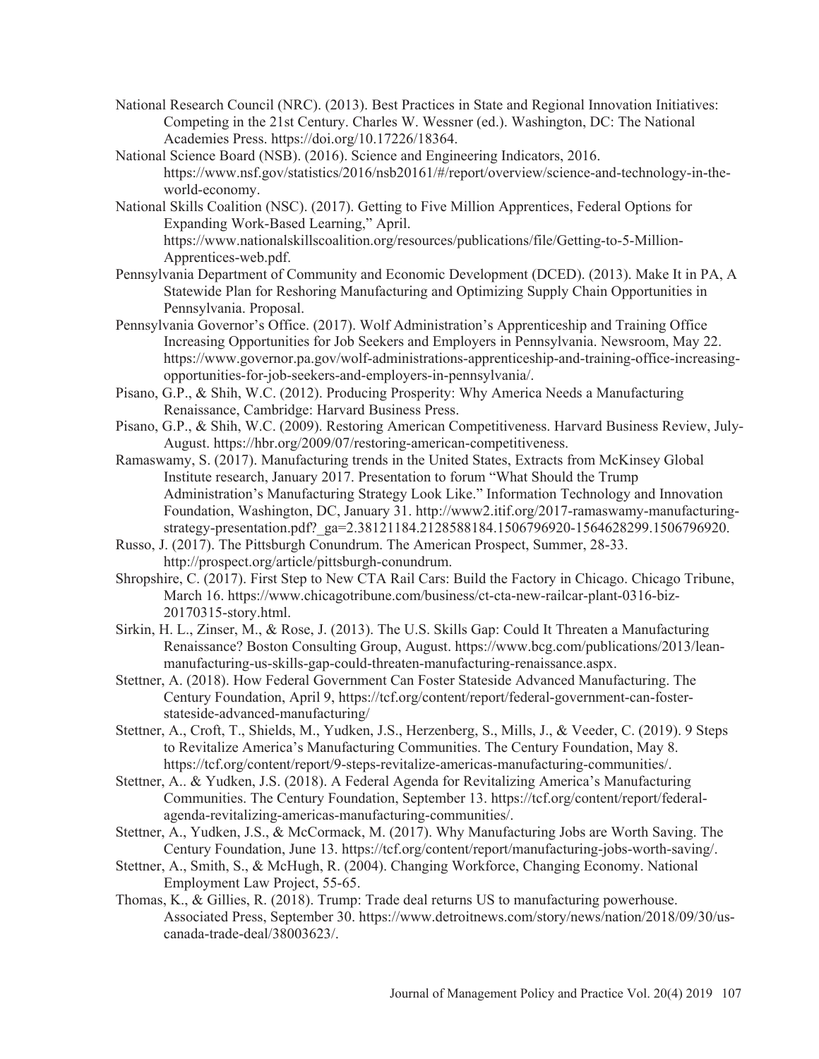National Research Council (NRC). (2013). Best Practices in State and Regional Innovation Initiatives: Competing in the 21st Century. Charles W. Wessner (ed.). Washington, DC: The National Academies Press. https://doi.org/10.17226/18364.

National Science Board (NSB). (2016). Science and Engineering Indicators, 2016. https://www.nsf.gov/statistics/2016/nsb20161/#/report/overview/science-and-technology-in-the-world-economy.

National Skills Coalition (NSC). (2017). Getting to Five Million Apprentices, Federal Options for Expanding Work-Based Learning," April. https://www.nationalskillscoalition.org/resources/publications/file/Getting-to-5-Million-Apprentices-web.pdf.

Pennsylvania Department of Community and Economic Development (DCED). (2013). Make It in PA, A Statewide Plan for Reshoring Manufacturing and Optimizing Supply Chain Opportunities in Pennsylvania. Proposal.

Pennsylvania Governor's Office. (2017). Wolf Administration's Apprenticeship and Training Office Increasing Opportunities for Job Seekers and Employers in Pennsylvania. Newsroom, May 22. https://www.governor.pa.gov/wolf-administrations-apprenticeship-and-training-office-increasing-opportunities-for-job-seekers-and-employers-in-pennsylvania/.

Pisano, G.P., & Shih, W.C. (2012). Producing Prosperity: Why America Needs a Manufacturing Renaissance, Cambridge: Harvard Business Press.

Pisano, G.P., & Shih, W.C. (2009). Restoring American Competitiveness. Harvard Business Review, July-August. https://hbr.org/2009/07/restoring-american-competitiveness.

Ramaswamy, S. (2017). Manufacturing trends in the United States, Extracts from McKinsey Global Institute research, January 2017. Presentation to forum "What Should the Trump Administration's Manufacturing Strategy Look Like." Information Technology and Innovation Foundation, Washington, DC, January 31. http://www2.itif.org/2017-ramaswamy-manufacturing-strategy-presentation.pdf?_ga=2.38121184.2128588184.1506796920-1564628299.1506796920.

Russo, J. (2017). The Pittsburgh Conundrum. The American Prospect, Summer, 28-33. http://prospect.org/article/pittsburgh-conundrum.

Shropshire, C. (2017). First Step to New CTA Rail Cars: Build the Factory in Chicago. Chicago Tribune, March 16. https://www.chicagotribune.com/business/ct-cta-new-railcar-plant-0316-biz-20170315-story.html.

Sirkin, H. L., Zinser, M., & Rose, J. (2013). The U.S. Skills Gap: Could It Threaten a Manufacturing Renaissance? Boston Consulting Group, August. https://www.bcg.com/publications/2013/lean-manufacturing-us-skills-gap-could-threaten-manufacturing-renaissance.aspx.

Stettner, A. (2018). How Federal Government Can Foster Stateside Advanced Manufacturing. The Century Foundation, April 9, https://tcf.org/content/report/federal-government-can-foster-stateside-advanced-manufacturing/

Stettner, A., Croft, T., Shields, M., Yudken, J.S., Herzenberg, S., Mills, J., & Veeder, C. (2019). 9 Steps to Revitalize America's Manufacturing Communities. The Century Foundation, May 8. https://tcf.org/content/report/9-steps-revitalize-americas-manufacturing-communities/.

Stettner, A.. & Yudken, J.S. (2018). A Federal Agenda for Revitalizing America's Manufacturing Communities. The Century Foundation, September 13. https://tcf.org/content/report/federal-agenda-revitalizing-americas-manufacturing-communities/.

Stettner, A., Yudken, J.S., & McCormack, M. (2017). Why Manufacturing Jobs are Worth Saving. The Century Foundation, June 13. https://tcf.org/content/report/manufacturing-jobs-worth-saving/.

Stettner, A., Smith, S., & McHugh, R. (2004). Changing Workforce, Changing Economy. National Employment Law Project, 55-65.

Thomas, K., & Gillies, R. (2018). Trump: Trade deal returns US to manufacturing powerhouse. Associated Press, September 30. https://www.detroitnews.com/story/news/nation/2018/09/30/us-canada-trade-deal/38003623/.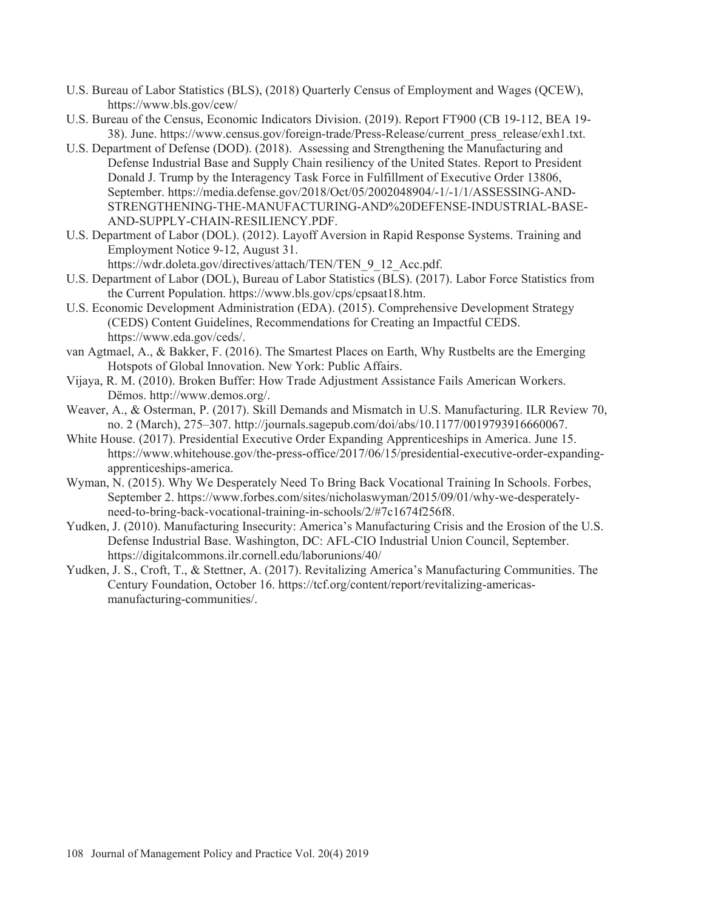U.S. Bureau of Labor Statistics (BLS), (2018) Quarterly Census of Employment and Wages (QCEW), https://www.bls.gov/cew/

U.S. Bureau of the Census, Economic Indicators Division. (2019). Report FT900 (CB 19-112, BEA 19-38). June. https://www.census.gov/foreign-trade/Press-Release/current_press_release/exh1.txt.

U.S. Department of Defense (DOD). (2018). Assessing and Strengthening the Manufacturing and Defense Industrial Base and Supply Chain resiliency of the United States. Report to President Donald J. Trump by the Interagency Task Force in Fulfillment of Executive Order 13806, September. https://media.defense.gov/2018/Oct/05/2002048904/-1/-1/1/ASSESSING-AND-STRENGTHENING-THE-MANUFACTURING-AND%20DEFENSE-INDUSTRIAL-BASE-AND-SUPPLY-CHAIN-RESILIENCY.PDF.

U.S. Department of Labor (DOL). (2012). Layoff Aversion in Rapid Response Systems. Training and Employment Notice 9-12, August 31. https://wdr.doleta.gov/directives/attach/TEN/TEN_9_12_Acc.pdf.

U.S. Department of Labor (DOL), Bureau of Labor Statistics (BLS). (2017). Labor Force Statistics from the Current Population. https://www.bls.gov/cps/cpsaat18.htm.

U.S. Economic Development Administration (EDA). (2015). Comprehensive Development Strategy (CEDS) Content Guidelines, Recommendations for Creating an Impactful CEDS. https://www.eda.gov/ceds/.

van Agtmael, A., & Bakker, F. (2016). The Smartest Places on Earth, Why Rustbelts are the Emerging Hotspots of Global Innovation. New York: Public Affairs.

Vijaya, R. M. (2010). Broken Buffer: How Trade Adjustment Assistance Fails American Workers. Dēmos. http://www.demos.org/.

Weaver, A., & Osterman, P. (2017). Skill Demands and Mismatch in U.S. Manufacturing. ILR Review 70, no. 2 (March), 275–307. http://journals.sagepub.com/doi/abs/10.1177/0019793916660067.

White House. (2017). Presidential Executive Order Expanding Apprenticeships in America. June 15. https://www.whitehouse.gov/the-press-office/2017/06/15/presidential-executive-order-expanding-apprenticeships-america.

Wyman, N. (2015). Why We Desperately Need To Bring Back Vocational Training In Schools. Forbes, September 2. https://www.forbes.com/sites/nicholaswyman/2015/09/01/why-we-desperately-need-to-bring-back-vocational-training-in-schools/2/#7c1674f256f8.

Yudken, J. (2010). Manufacturing Insecurity: America's Manufacturing Crisis and the Erosion of the U.S. Defense Industrial Base. Washington, DC: AFL-CIO Industrial Union Council, September. https://digitalcommons.ilr.cornell.edu/laborunions/40/

Yudken, J. S., Croft, T., & Stettner, A. (2017). Revitalizing America's Manufacturing Communities. The Century Foundation, October 16. https://tcf.org/content/report/revitalizing-americas-manufacturing-communities/.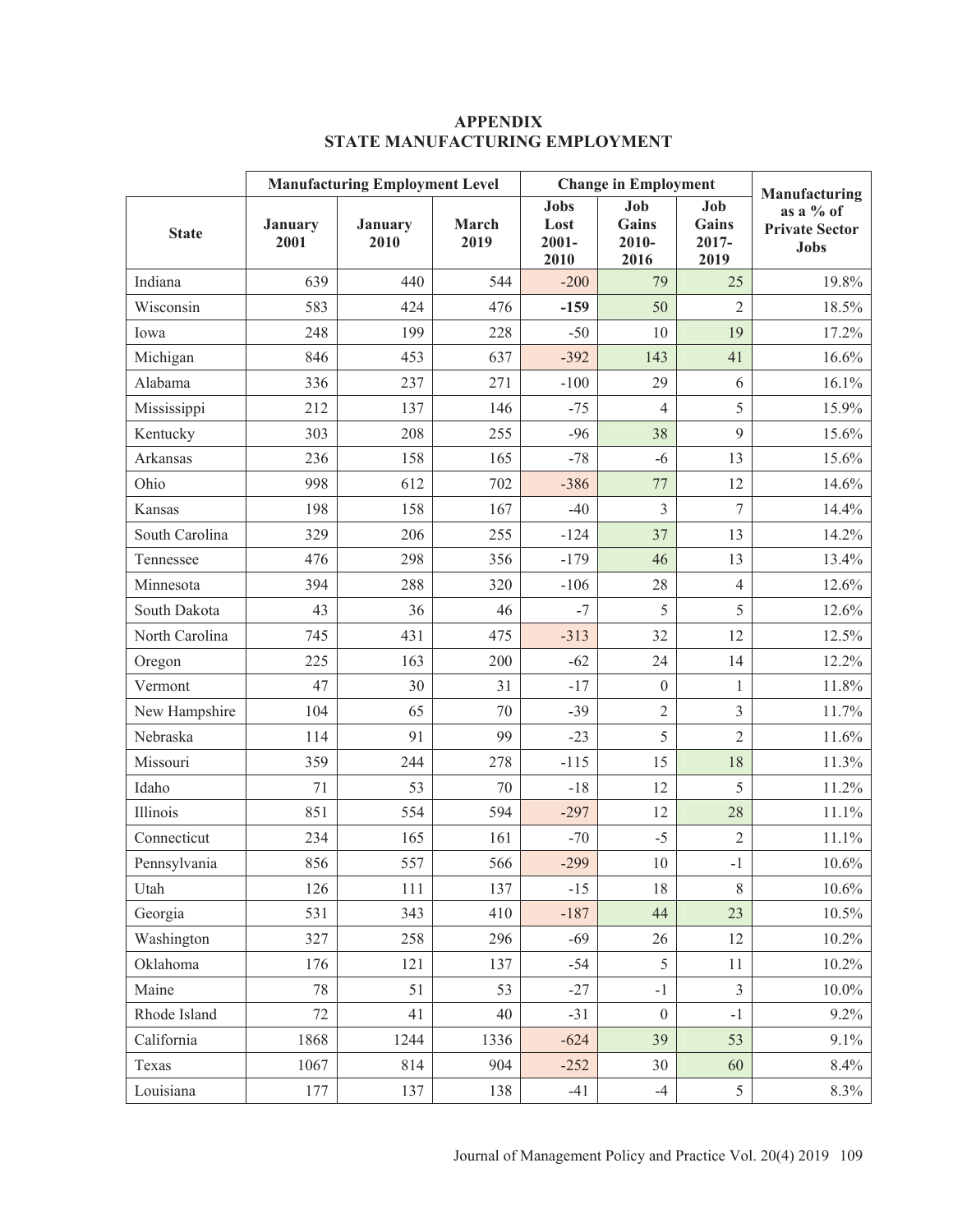# APPENDIX
# STATE MANUFACTURING EMPLOYMENT

| State | Manufacturing Employment Level | | | Change in Employment | | | Manufacturing as a % of Private Sector Jobs |
|---|---|---|---|---|---|---|---|
| | January 2001 | January 2010 | March 2019 | Jobs Lost 2001-2010 | Job Gains 2010-2016 | Job Gains 2017-2019 | |
| Indiana | 639 | 440 | 544 | -200 | 79 | 25 | 19.8% |
| Wisconsin | 583 | 424 | 476 | **-159** | 50 | 2 | 18.5% |
| Iowa | 248 | 199 | 228 | -50 | 10 | 19 | 17.2% |
| Michigan | 846 | 453 | 637 | -392 | 143 | 41 | 16.6% |
| Alabama | 336 | 237 | 271 | -100 | 29 | 6 | 16.1% |
| Mississippi | 212 | 137 | 146 | -75 | 4 | 5 | 15.9% |
| Kentucky | 303 | 208 | 255 | -96 | 38 | 9 | 15.6% |
| Arkansas | 236 | 158 | 165 | -78 | -6 | 13 | 15.6% |
| Ohio | 998 | 612 | 702 | -386 | 77 | 12 | 14.6% |
| Kansas | 198 | 158 | 167 | -40 | 3 | 7 | 14.4% |
| South Carolina | 329 | 206 | 255 | -124 | 37 | 13 | 14.2% |
| Tennessee | 476 | 298 | 356 | -179 | 46 | 13 | 13.4% |
| Minnesota | 394 | 288 | 320 | -106 | 28 | 4 | 12.6% |
| South Dakota | 43 | 36 | 46 | -7 | 5 | 5 | 12.6% |
| North Carolina | 745 | 431 | 475 | -313 | 32 | 12 | 12.5% |
| Oregon | 225 | 163 | 200 | -62 | 24 | 14 | 12.2% |
| Vermont | 47 | 30 | 31 | -17 | 0 | 1 | 11.8% |
| New Hampshire | 104 | 65 | 70 | -39 | 2 | 3 | 11.7% |
| Nebraska | 114 | 91 | 99 | -23 | 5 | 2 | 11.6% |
| Missouri | 359 | 244 | 278 | -115 | 15 | 18 | 11.3% |
| Idaho | 71 | 53 | 70 | -18 | 12 | 5 | 11.2% |
| Illinois | 851 | 554 | 594 | -297 | 12 | 28 | 11.1% |
| Connecticut | 234 | 165 | 161 | -70 | -5 | 2 | 11.1% |
| Pennsylvania | 856 | 557 | 566 | -299 | 10 | -1 | 10.6% |
| Utah | 126 | 111 | 137 | -15 | 18 | 8 | 10.6% |
| Georgia | 531 | 343 | 410 | -187 | 44 | 23 | 10.5% |
| Washington | 327 | 258 | 296 | -69 | 26 | 12 | 10.2% |
| Oklahoma | 176 | 121 | 137 | -54 | 5 | 11 | 10.2% |
| Maine | 78 | 51 | 53 | -27 | -1 | 3 | 10.0% |
| Rhode Island | 72 | 41 | 40 | -31 | 0 | -1 | 9.2% |
| California | 1868 | 1244 | 1336 | -624 | 39 | 53 | 9.1% |
| Texas | 1067 | 814 | 904 | -252 | 30 | 60 | 8.4% |
| Louisiana | 177 | 137 | 138 | -41 | -4 | 5 | 8.3% |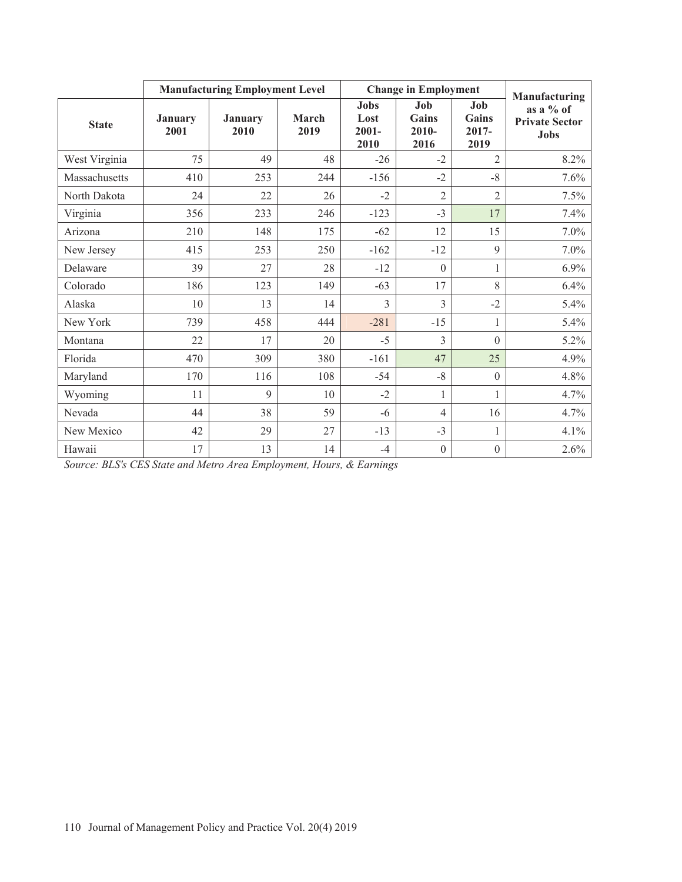| | Manufacturing Employment Level | | | Change in Employment | | | Manufacturing as a % of Private Sector Jobs |
|---|---|---|---|---|---|---|---|
| **State** | **January 2001** | **January 2010** | **March 2019** | **Jobs Lost 2001-2010** | **Job Gains 2010-2016** | **Job Gains 2017-2019** | |
| West Virginia | 75 | 49 | 48 | -26 | -2 | 2 | 8.2% |
| Massachusetts | 410 | 253 | 244 | -156 | -2 | -8 | 7.6% |
| North Dakota | 24 | 22 | 26 | -2 | 2 | 2 | 7.5% |
| Virginia | 356 | 233 | 246 | -123 | -3 | 17 | 7.4% |
| Arizona | 210 | 148 | 175 | -62 | 12 | 15 | 7.0% |
| New Jersey | 415 | 253 | 250 | -162 | -12 | 9 | 7.0% |
| Delaware | 39 | 27 | 28 | -12 | 0 | 1 | 6.9% |
| Colorado | 186 | 123 | 149 | -63 | 17 | 8 | 6.4% |
| Alaska | 10 | 13 | 14 | 3 | 3 | -2 | 5.4% |
| New York | 739 | 458 | 444 | -281 | -15 | 1 | 5.4% |
| Montana | 22 | 17 | 20 | -5 | 3 | 0 | 5.2% |
| Florida | 470 | 309 | 380 | -161 | 47 | 25 | 4.9% |
| Maryland | 170 | 116 | 108 | -54 | -8 | 0 | 4.8% |
| Wyoming | 11 | 9 | 10 | -2 | 1 | 1 | 4.7% |
| Nevada | 44 | 38 | 59 | -6 | 4 | 16 | 4.7% |
| New Mexico | 42 | 29 | 27 | -13 | -3 | 1 | 4.1% |
| Hawaii | 17 | 13 | 14 | -4 | 0 | 0 | 2.6% |

*Source: BLS's CES State and Metro Area Employment, Hours, & Earnings*